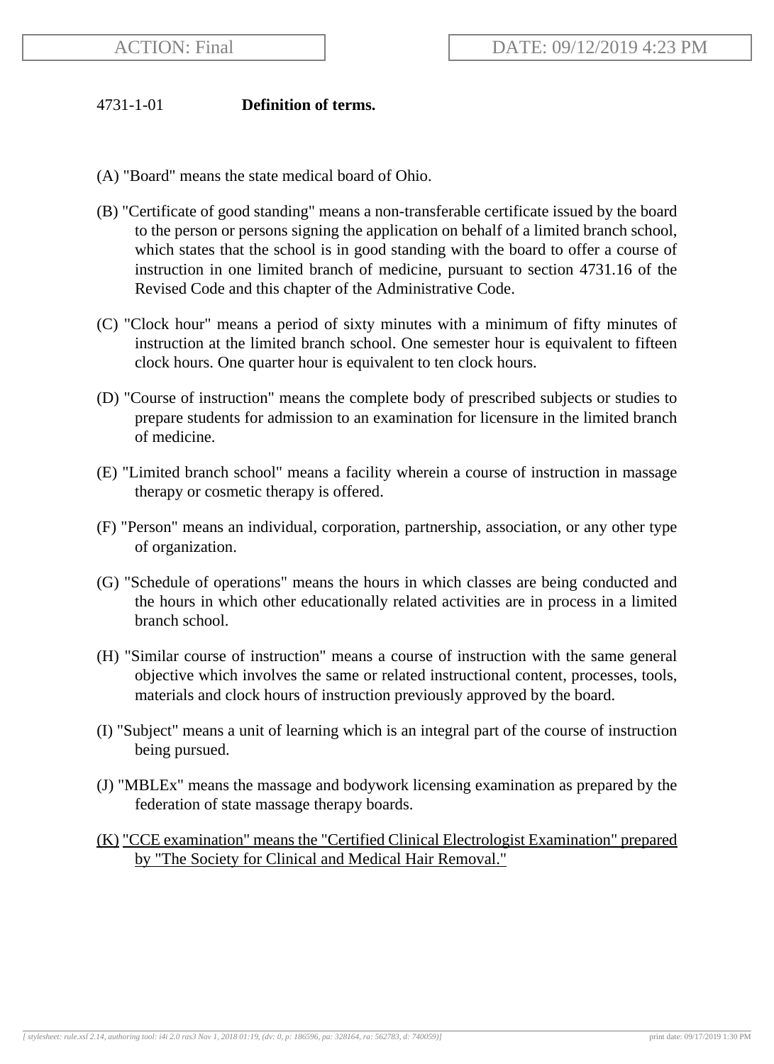ACTION: Final | DATE: 09/12/2019 4:23 PM

4731-1-01 **Definition of terms.**

(A) "Board" means the state medical board of Ohio.

(B) "Certificate of good standing" means a non-transferable certificate issued by the board to the person or persons signing the application on behalf of a limited branch school, which states that the school is in good standing with the board to offer a course of instruction in one limited branch of medicine, pursuant to section 4731.16 of the Revised Code and this chapter of the Administrative Code.

(C) "Clock hour" means a period of sixty minutes with a minimum of fifty minutes of instruction at the limited branch school. One semester hour is equivalent to fifteen clock hours. One quarter hour is equivalent to ten clock hours.

(D) "Course of instruction" means the complete body of prescribed subjects or studies to prepare students for admission to an examination for licensure in the limited branch of medicine.

(E) "Limited branch school" means a facility wherein a course of instruction in massage therapy or cosmetic therapy is offered.

(F) "Person" means an individual, corporation, partnership, association, or any other type of organization.

(G) "Schedule of operations" means the hours in which classes are being conducted and the hours in which other educationally related activities are in process in a limited branch school.

(H) "Similar course of instruction" means a course of instruction with the same general objective which involves the same or related instructional content, processes, tools, materials and clock hours of instruction previously approved by the board.

(I) "Subject" means a unit of learning which is an integral part of the course of instruction being pursued.

(J) "MBLEx" means the massage and bodywork licensing examination as prepared by the federation of state massage therapy boards.

(K) "CCE examination" means the "Certified Clinical Electrologist Examination" prepared by "The Society for Clinical and Medical Hair Removal."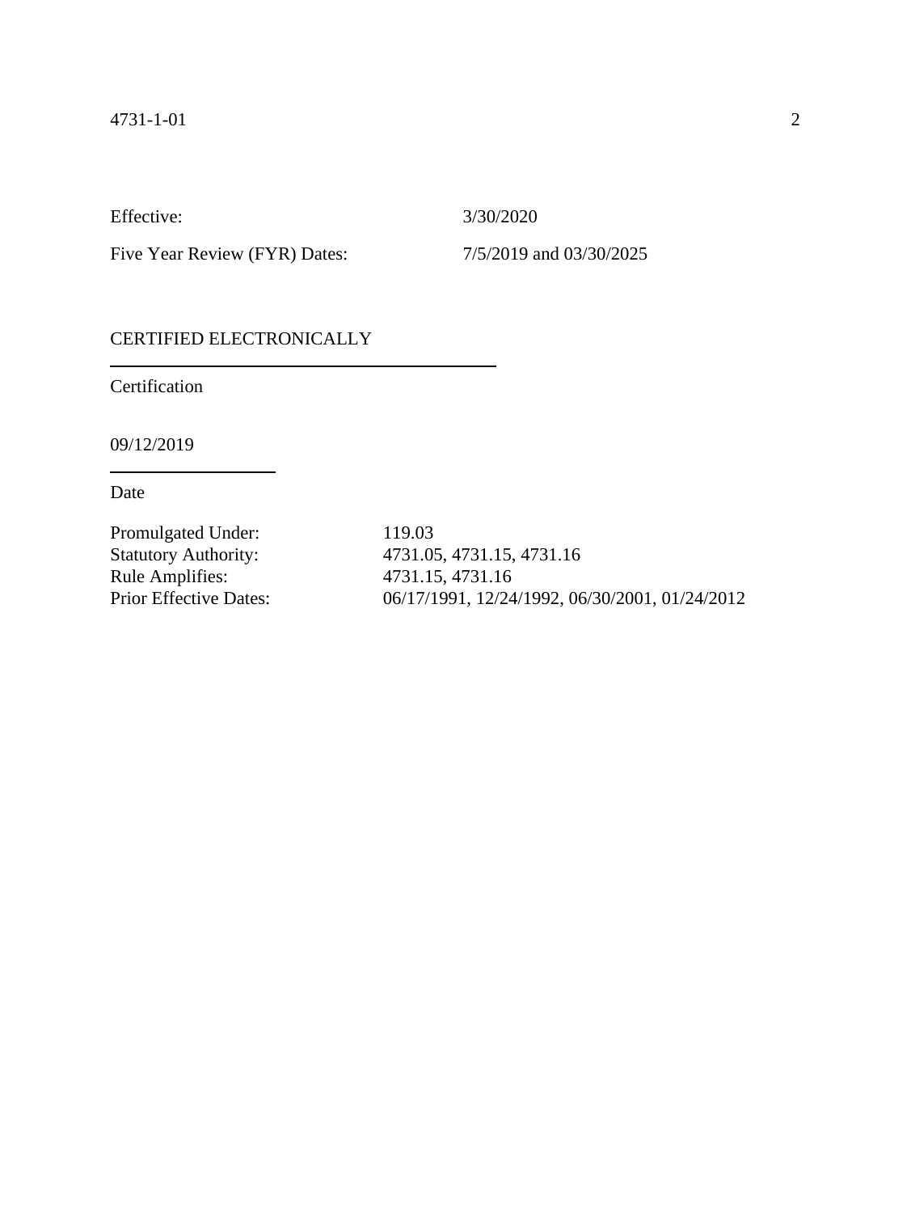| | |
|---|---|
| Effective: | 3/30/2020 |
| Five Year Review (FYR) Dates: | 7/5/2019 and 03/30/2025 |

CERTIFIED ELECTRONICALLY

Certification

09/12/2019

Date

| | |
|---|---|
| Promulgated Under: | 119.03 |
| Statutory Authority: | 4731.05, 4731.15, 4731.16 |
| Rule Amplifies: | 4731.15, 4731.16 |
| Prior Effective Dates: | 06/17/1991, 12/24/1992, 06/30/2001, 01/24/2012 |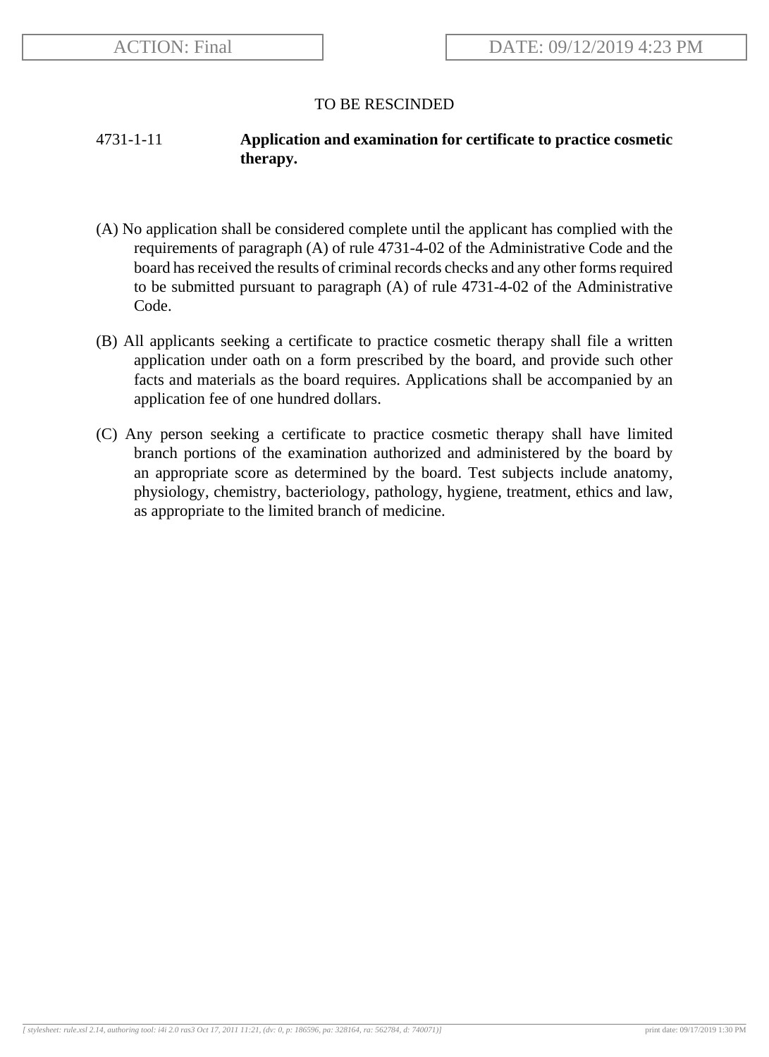TO BE RESCINDED

**4731-1-11 Application and examination for certificate to practice cosmetic therapy.**

(A) No application shall be considered complete until the applicant has complied with the requirements of paragraph (A) of rule 4731-4-02 of the Administrative Code and the board has received the results of criminal records checks and any other forms required to be submitted pursuant to paragraph (A) of rule 4731-4-02 of the Administrative Code.

(B) All applicants seeking a certificate to practice cosmetic therapy shall file a written application under oath on a form prescribed by the board, and provide such other facts and materials as the board requires. Applications shall be accompanied by an application fee of one hundred dollars.

(C) Any person seeking a certificate to practice cosmetic therapy shall have limited branch portions of the examination authorized and administered by the board by an appropriate score as determined by the board. Test subjects include anatomy, physiology, chemistry, bacteriology, pathology, hygiene, treatment, ethics and law, as appropriate to the limited branch of medicine.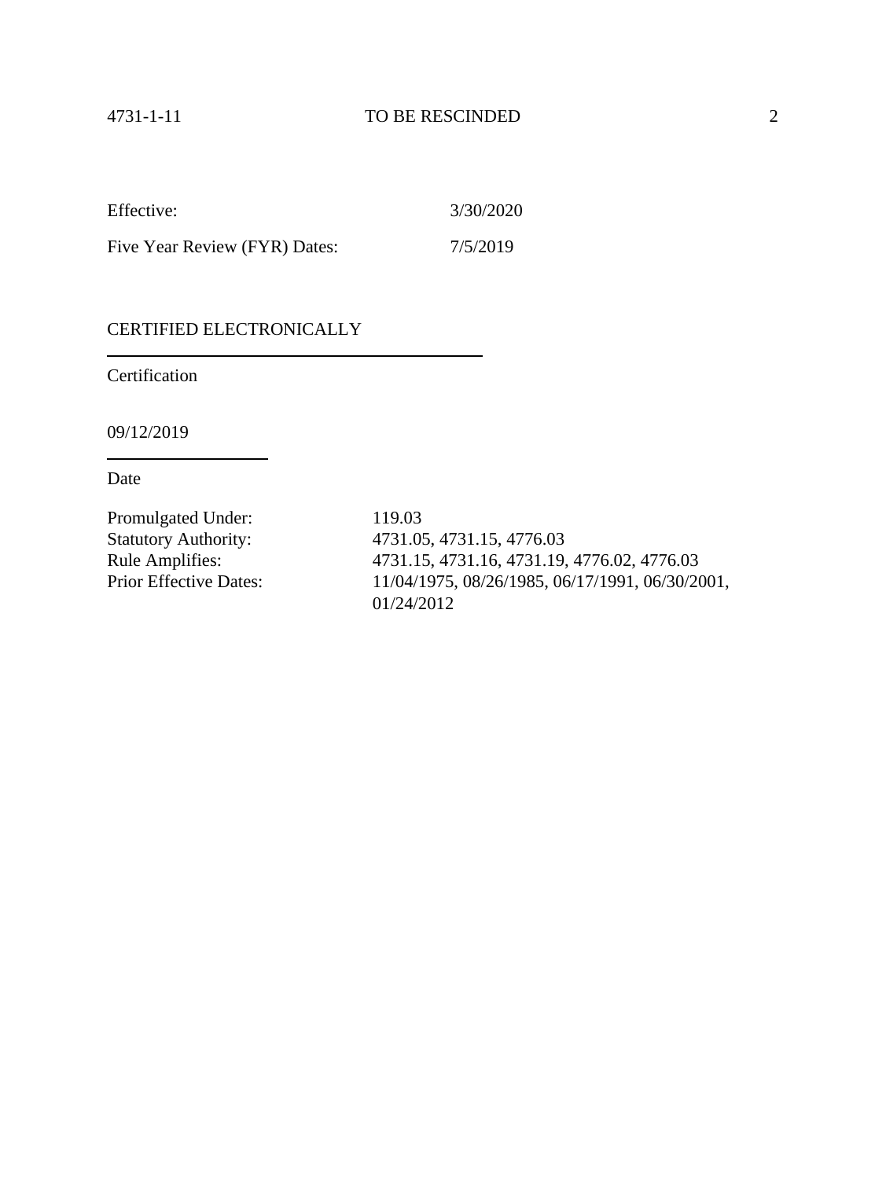Effective: 3/30/2020

Five Year Review (FYR) Dates: 7/5/2019

CERTIFIED ELECTRONICALLY

Certification

09/12/2019

Date

| | |
|---|---|
| Promulgated Under: | 119.03 |
| Statutory Authority: | 4731.05, 4731.15, 4776.03 |
| Rule Amplifies: | 4731.15, 4731.16, 4731.19, 4776.02, 4776.03 |
| Prior Effective Dates: | 11/04/1975, 08/26/1985, 06/17/1991, 06/30/2001, 01/24/2012 |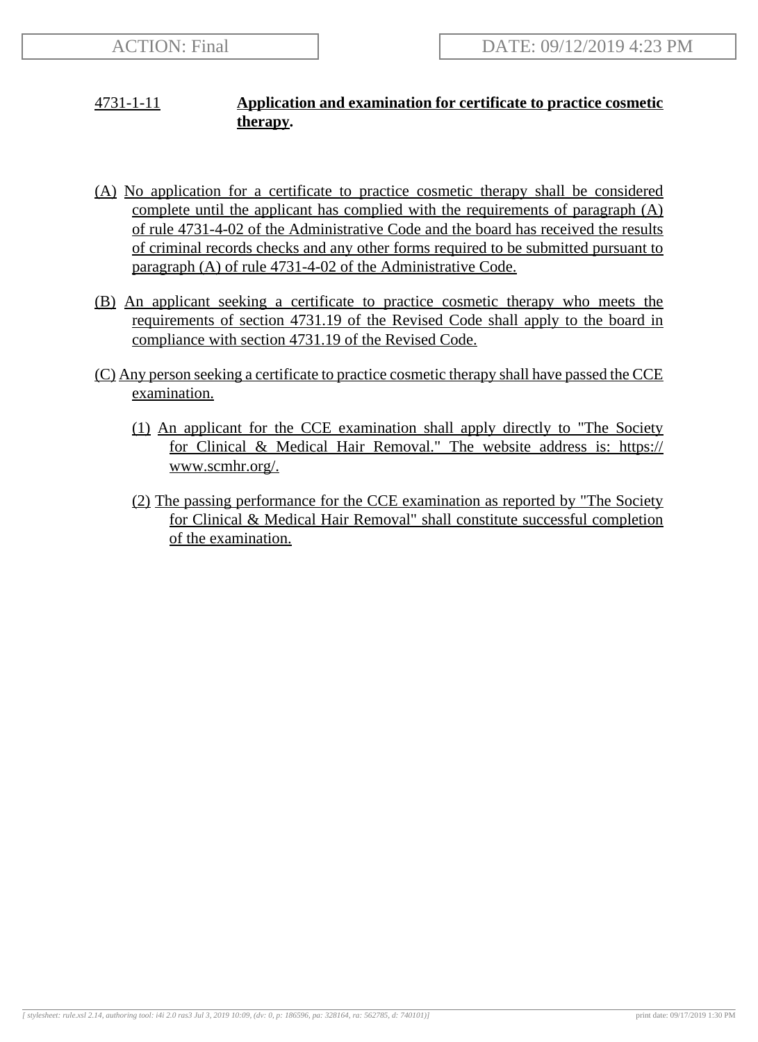# 4731-1-11 Application and examination for certificate to practice cosmetic therapy.

(A) No application for a certificate to practice cosmetic therapy shall be considered complete until the applicant has complied with the requirements of paragraph (A) of rule 4731-4-02 of the Administrative Code and the board has received the results of criminal records checks and any other forms required to be submitted pursuant to paragraph (A) of rule 4731-4-02 of the Administrative Code.

(B) An applicant seeking a certificate to practice cosmetic therapy who meets the requirements of section 4731.19 of the Revised Code shall apply to the board in compliance with section 4731.19 of the Revised Code.

(C) Any person seeking a certificate to practice cosmetic therapy shall have passed the CCE examination.

(1) An applicant for the CCE examination shall apply directly to "The Society for Clinical & Medical Hair Removal." The website address is: https://www.scmhr.org/.

(2) The passing performance for the CCE examination as reported by "The Society for Clinical & Medical Hair Removal" shall constitute successful completion of the examination.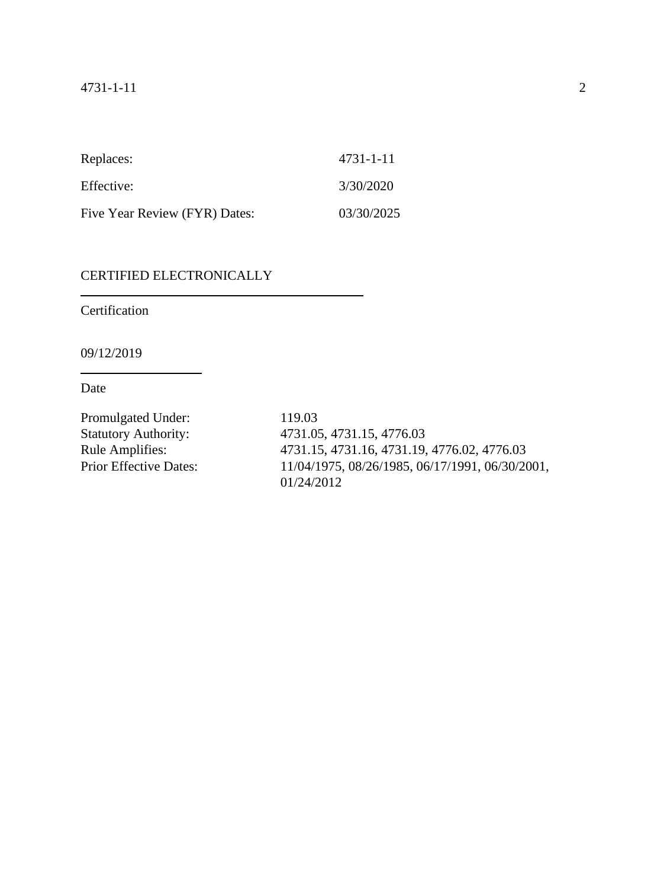| | |
|---|---|
| Replaces: | 4731-1-11 |
| Effective: | 3/30/2020 |
| Five Year Review (FYR) Dates: | 03/30/2025 |

CERTIFIED ELECTRONICALLY

Certification

09/12/2019

Date

| | |
|---|---|
| Promulgated Under: | 119.03 |
| Statutory Authority: | 4731.05, 4731.15, 4776.03 |
| Rule Amplifies: | 4731.15, 4731.16, 4731.19, 4776.02, 4776.03 |
| Prior Effective Dates: | 11/04/1975, 08/26/1985, 06/17/1991, 06/30/2001, 01/24/2012 |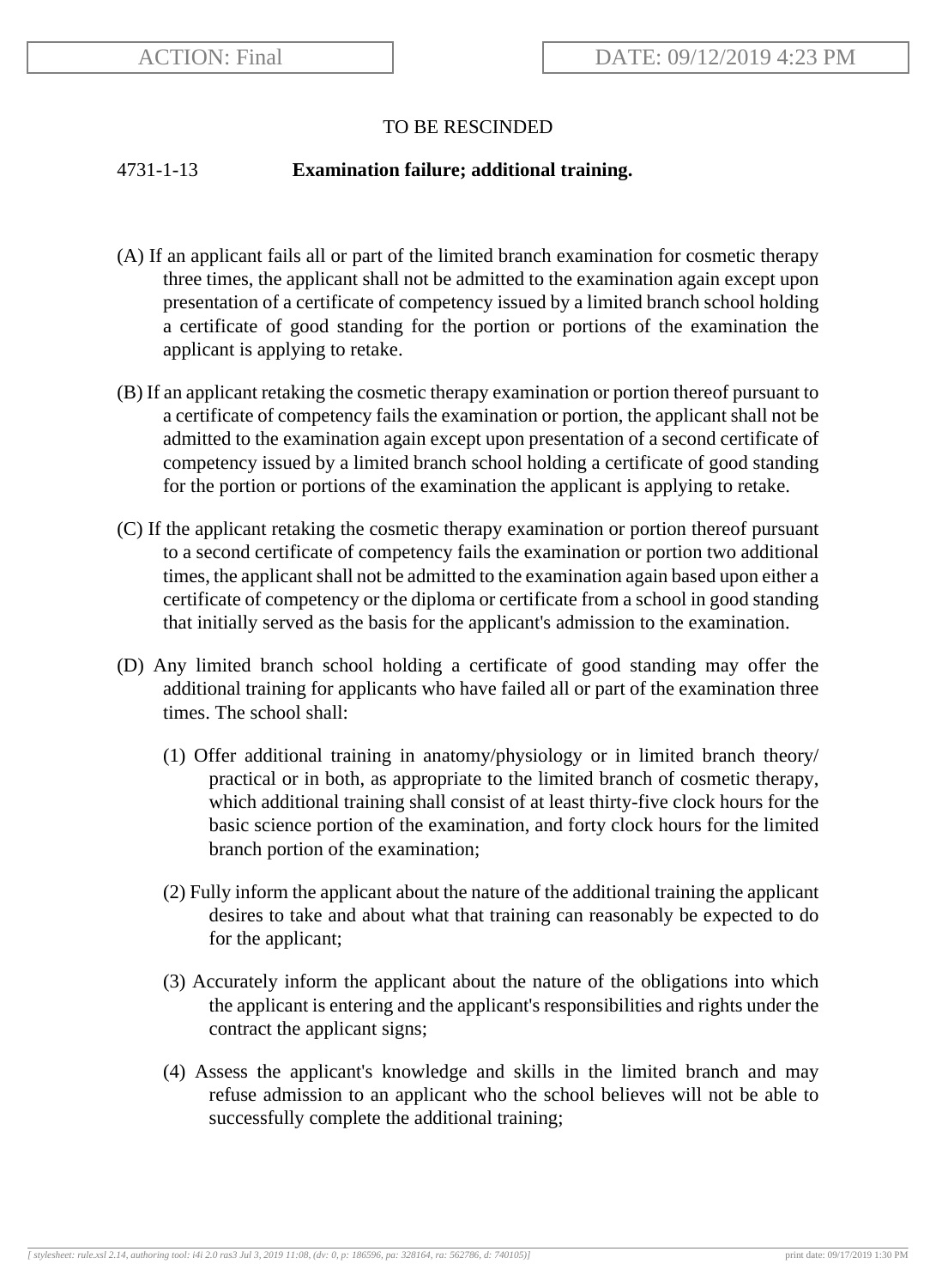TO BE RESCINDED

4731-1-13 **Examination failure; additional training.**

(A) If an applicant fails all or part of the limited branch examination for cosmetic therapy three times, the applicant shall not be admitted to the examination again except upon presentation of a certificate of competency issued by a limited branch school holding a certificate of good standing for the portion or portions of the examination the applicant is applying to retake.

(B) If an applicant retaking the cosmetic therapy examination or portion thereof pursuant to a certificate of competency fails the examination or portion, the applicant shall not be admitted to the examination again except upon presentation of a second certificate of competency issued by a limited branch school holding a certificate of good standing for the portion or portions of the examination the applicant is applying to retake.

(C) If the applicant retaking the cosmetic therapy examination or portion thereof pursuant to a second certificate of competency fails the examination or portion two additional times, the applicant shall not be admitted to the examination again based upon either a certificate of competency or the diploma or certificate from a school in good standing that initially served as the basis for the applicant's admission to the examination.

(D) Any limited branch school holding a certificate of good standing may offer the additional training for applicants who have failed all or part of the examination three times. The school shall:

(1) Offer additional training in anatomy/physiology or in limited branch theory/ practical or in both, as appropriate to the limited branch of cosmetic therapy, which additional training shall consist of at least thirty-five clock hours for the basic science portion of the examination, and forty clock hours for the limited branch portion of the examination;

(2) Fully inform the applicant about the nature of the additional training the applicant desires to take and about what that training can reasonably be expected to do for the applicant;

(3) Accurately inform the applicant about the nature of the obligations into which the applicant is entering and the applicant's responsibilities and rights under the contract the applicant signs;

(4) Assess the applicant's knowledge and skills in the limited branch and may refuse admission to an applicant who the school believes will not be able to successfully complete the additional training;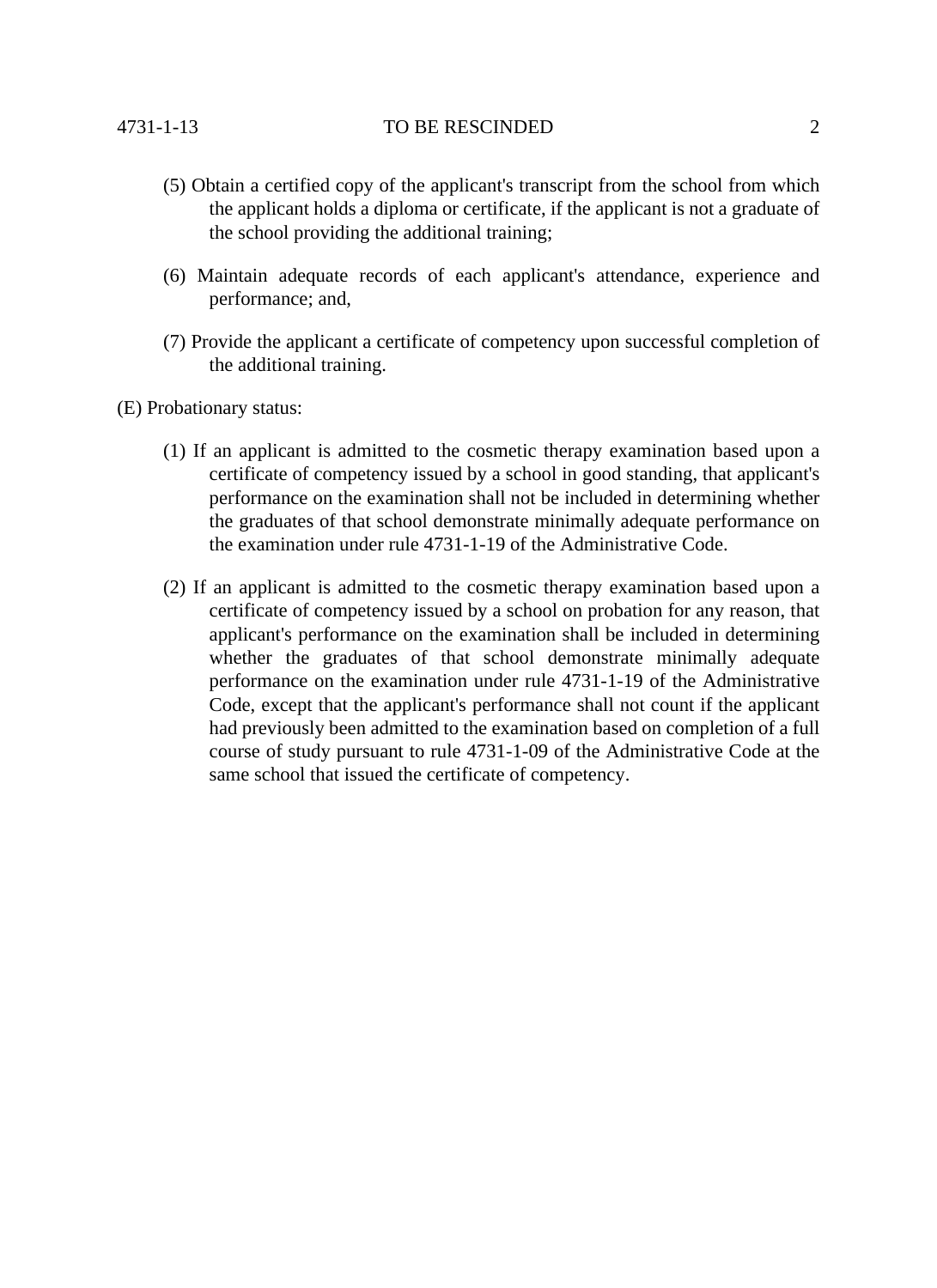(5) Obtain a certified copy of the applicant's transcript from the school from which the applicant holds a diploma or certificate, if the applicant is not a graduate of the school providing the additional training;

(6) Maintain adequate records of each applicant's attendance, experience and performance; and,

(7) Provide the applicant a certificate of competency upon successful completion of the additional training.

(E) Probationary status:

(1) If an applicant is admitted to the cosmetic therapy examination based upon a certificate of competency issued by a school in good standing, that applicant's performance on the examination shall not be included in determining whether the graduates of that school demonstrate minimally adequate performance on the examination under rule 4731-1-19 of the Administrative Code.

(2) If an applicant is admitted to the cosmetic therapy examination based upon a certificate of competency issued by a school on probation for any reason, that applicant's performance on the examination shall be included in determining whether the graduates of that school demonstrate minimally adequate performance on the examination under rule 4731-1-19 of the Administrative Code, except that the applicant's performance shall not count if the applicant had previously been admitted to the examination based on completion of a full course of study pursuant to rule 4731-1-09 of the Administrative Code at the same school that issued the certificate of competency.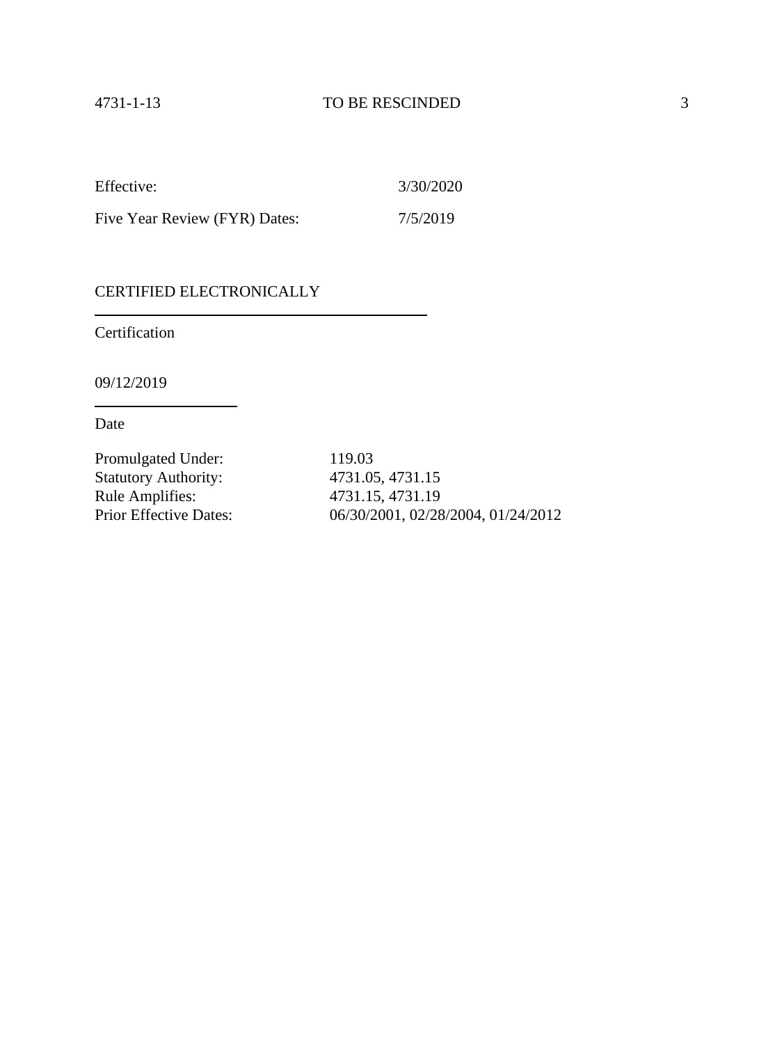Effective: 3/30/2020

Five Year Review (FYR) Dates: 7/5/2019

CERTIFIED ELECTRONICALLY

Certification

09/12/2019

Date

| | |
|---|---|
| Promulgated Under: | 119.03 |
| Statutory Authority: | 4731.05, 4731.15 |
| Rule Amplifies: | 4731.15, 4731.19 |
| Prior Effective Dates: | 06/30/2001, 02/28/2004, 01/24/2012 |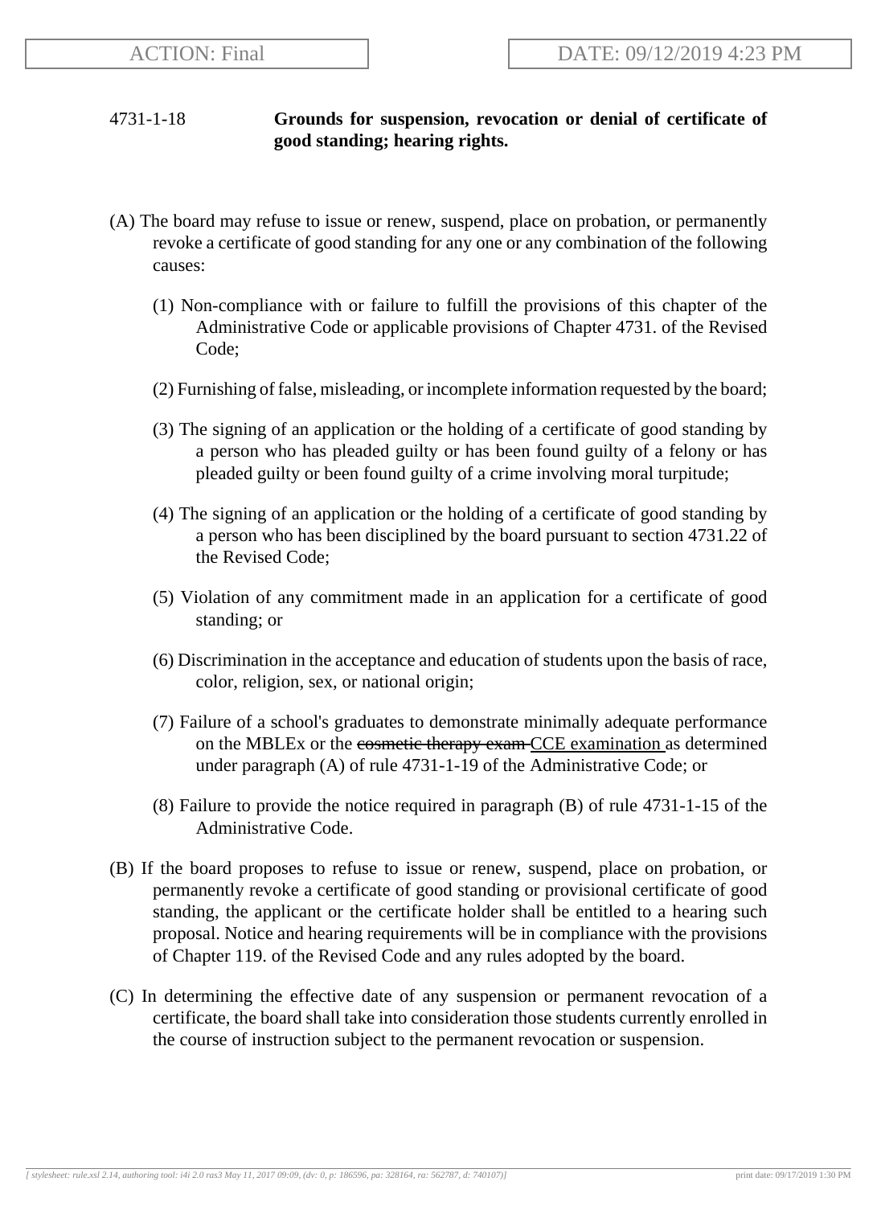4731-1-18 **Grounds for suspension, revocation or denial of certificate of good standing; hearing rights.**

(A) The board may refuse to issue or renew, suspend, place on probation, or permanently revoke a certificate of good standing for any one or any combination of the following causes:

(1) Non-compliance with or failure to fulfill the provisions of this chapter of the Administrative Code or applicable provisions of Chapter 4731. of the Revised Code;

(2) Furnishing of false, misleading, or incomplete information requested by the board;

(3) The signing of an application or the holding of a certificate of good standing by a person who has pleaded guilty or has been found guilty of a felony or has pleaded guilty or been found guilty of a crime involving moral turpitude;

(4) The signing of an application or the holding of a certificate of good standing by a person who has been disciplined by the board pursuant to section 4731.22 of the Revised Code;

(5) Violation of any commitment made in an application for a certificate of good standing; or

(6) Discrimination in the acceptance and education of students upon the basis of race, color, religion, sex, or national origin;

(7) Failure of a school's graduates to demonstrate minimally adequate performance on the MBLEx or the ~~cosmetic therapy exam~~ CCE examination as determined under paragraph (A) of rule 4731-1-19 of the Administrative Code; or

(8) Failure to provide the notice required in paragraph (B) of rule 4731-1-15 of the Administrative Code.

(B) If the board proposes to refuse to issue or renew, suspend, place on probation, or permanently revoke a certificate of good standing or provisional certificate of good standing, the applicant or the certificate holder shall be entitled to a hearing such proposal. Notice and hearing requirements will be in compliance with the provisions of Chapter 119. of the Revised Code and any rules adopted by the board.

(C) In determining the effective date of any suspension or permanent revocation of a certificate, the board shall take into consideration those students currently enrolled in the course of instruction subject to the permanent revocation or suspension.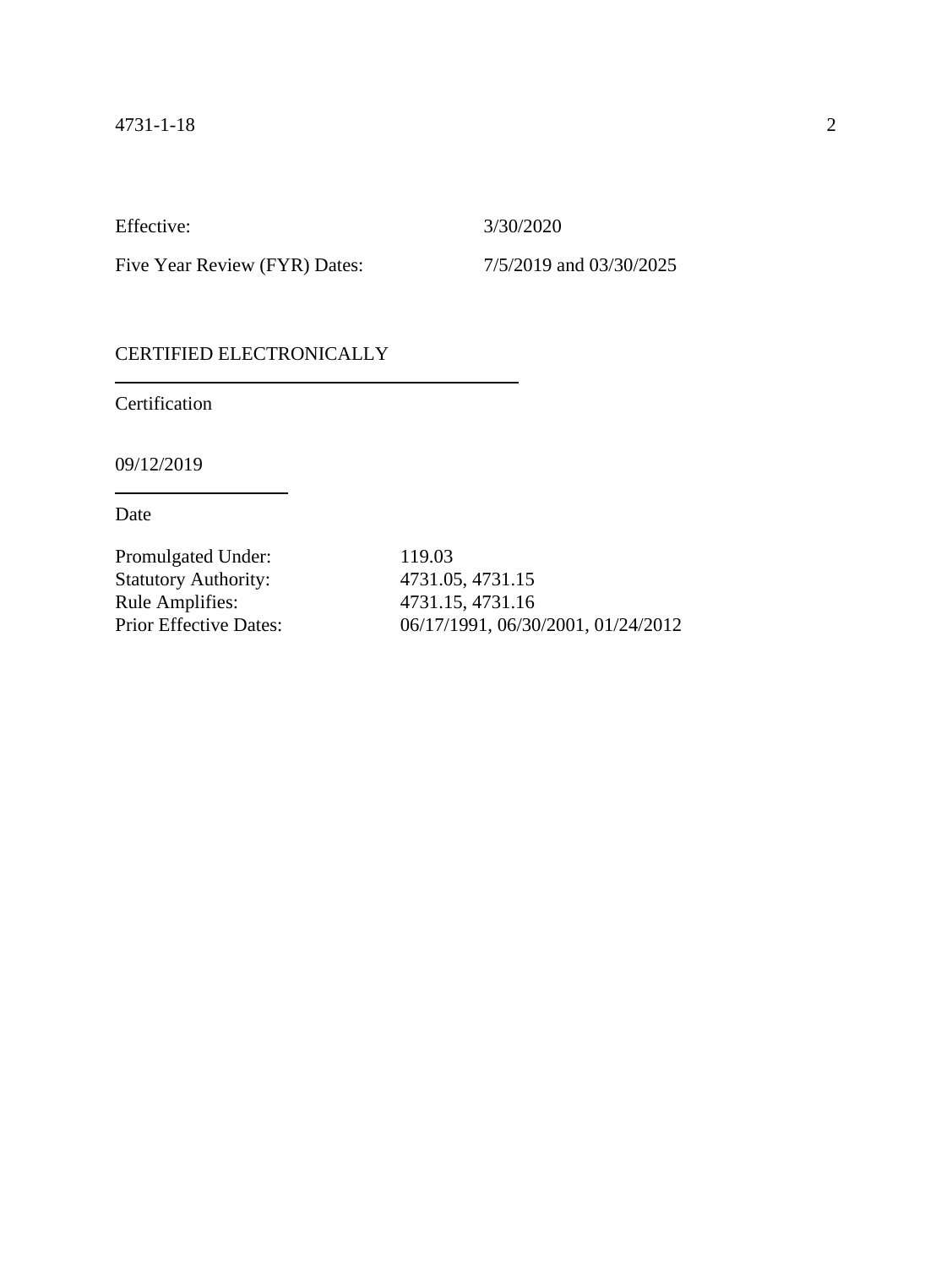Effective: 3/30/2020

Five Year Review (FYR) Dates: 7/5/2019 and 03/30/2025

CERTIFIED ELECTRONICALLY

---

Certification

09/12/2019

---

Date

Promulgated Under: 119.03
Statutory Authority: 4731.05, 4731.15
Rule Amplifies: 4731.15, 4731.16
Prior Effective Dates: 06/17/1991, 06/30/2001, 01/24/2012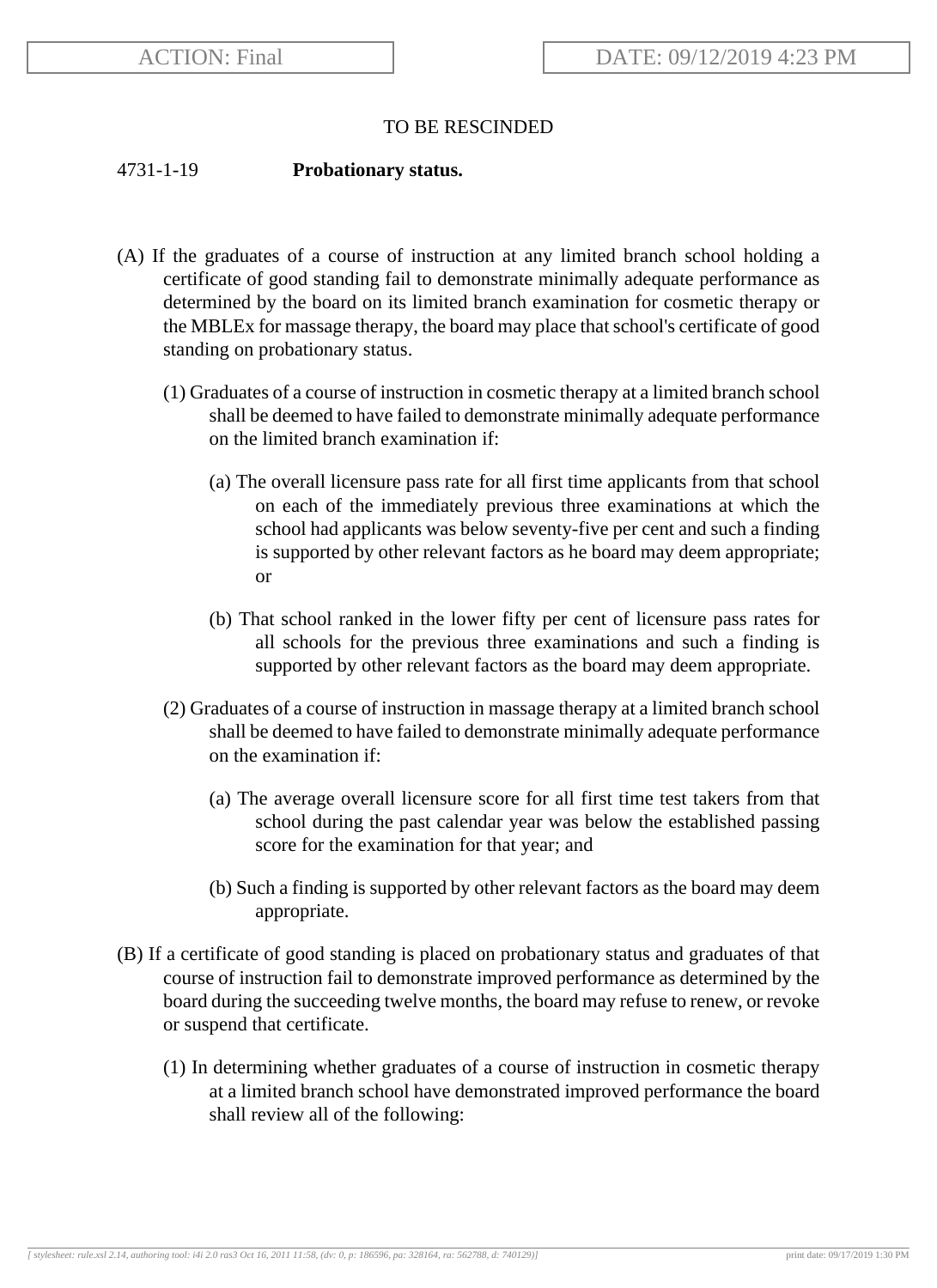ACTION: Final

DATE: 09/12/2019 4:23 PM

TO BE RESCINDED

4731-1-19 **Probationary status.**

(A) If the graduates of a course of instruction at any limited branch school holding a certificate of good standing fail to demonstrate minimally adequate performance as determined by the board on its limited branch examination for cosmetic therapy or the MBLEx for massage therapy, the board may place that school's certificate of good standing on probationary status.

(1) Graduates of a course of instruction in cosmetic therapy at a limited branch school shall be deemed to have failed to demonstrate minimally adequate performance on the limited branch examination if:

(a) The overall licensure pass rate for all first time applicants from that school on each of the immediately previous three examinations at which the school had applicants was below seventy-five per cent and such a finding is supported by other relevant factors as he board may deem appropriate; or

(b) That school ranked in the lower fifty per cent of licensure pass rates for all schools for the previous three examinations and such a finding is supported by other relevant factors as the board may deem appropriate.

(2) Graduates of a course of instruction in massage therapy at a limited branch school shall be deemed to have failed to demonstrate minimally adequate performance on the examination if:

(a) The average overall licensure score for all first time test takers from that school during the past calendar year was below the established passing score for the examination for that year; and

(b) Such a finding is supported by other relevant factors as the board may deem appropriate.

(B) If a certificate of good standing is placed on probationary status and graduates of that course of instruction fail to demonstrate improved performance as determined by the board during the succeeding twelve months, the board may refuse to renew, or revoke or suspend that certificate.

(1) In determining whether graduates of a course of instruction in cosmetic therapy at a limited branch school have demonstrated improved performance the board shall review all of the following: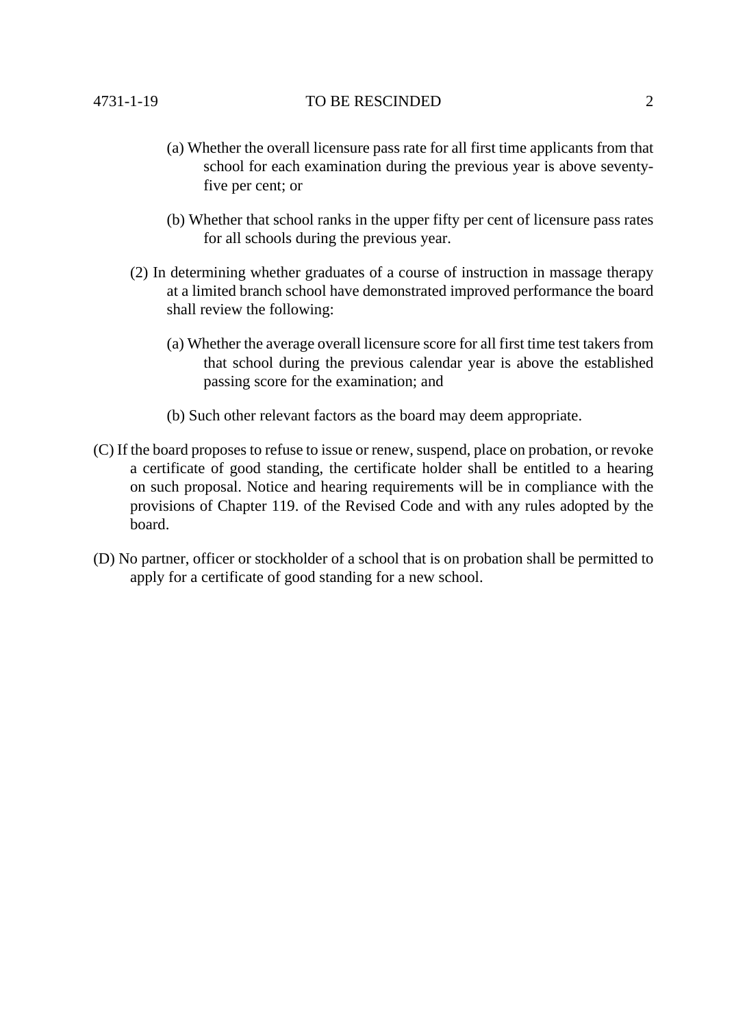(a) Whether the overall licensure pass rate for all first time applicants from that school for each examination during the previous year is above seventy-five per cent; or

(b) Whether that school ranks in the upper fifty per cent of licensure pass rates for all schools during the previous year.

(2) In determining whether graduates of a course of instruction in massage therapy at a limited branch school have demonstrated improved performance the board shall review the following:

(a) Whether the average overall licensure score for all first time test takers from that school during the previous calendar year is above the established passing score for the examination; and

(b) Such other relevant factors as the board may deem appropriate.

(C) If the board proposes to refuse to issue or renew, suspend, place on probation, or revoke a certificate of good standing, the certificate holder shall be entitled to a hearing on such proposal. Notice and hearing requirements will be in compliance with the provisions of Chapter 119. of the Revised Code and with any rules adopted by the board.

(D) No partner, officer or stockholder of a school that is on probation shall be permitted to apply for a certificate of good standing for a new school.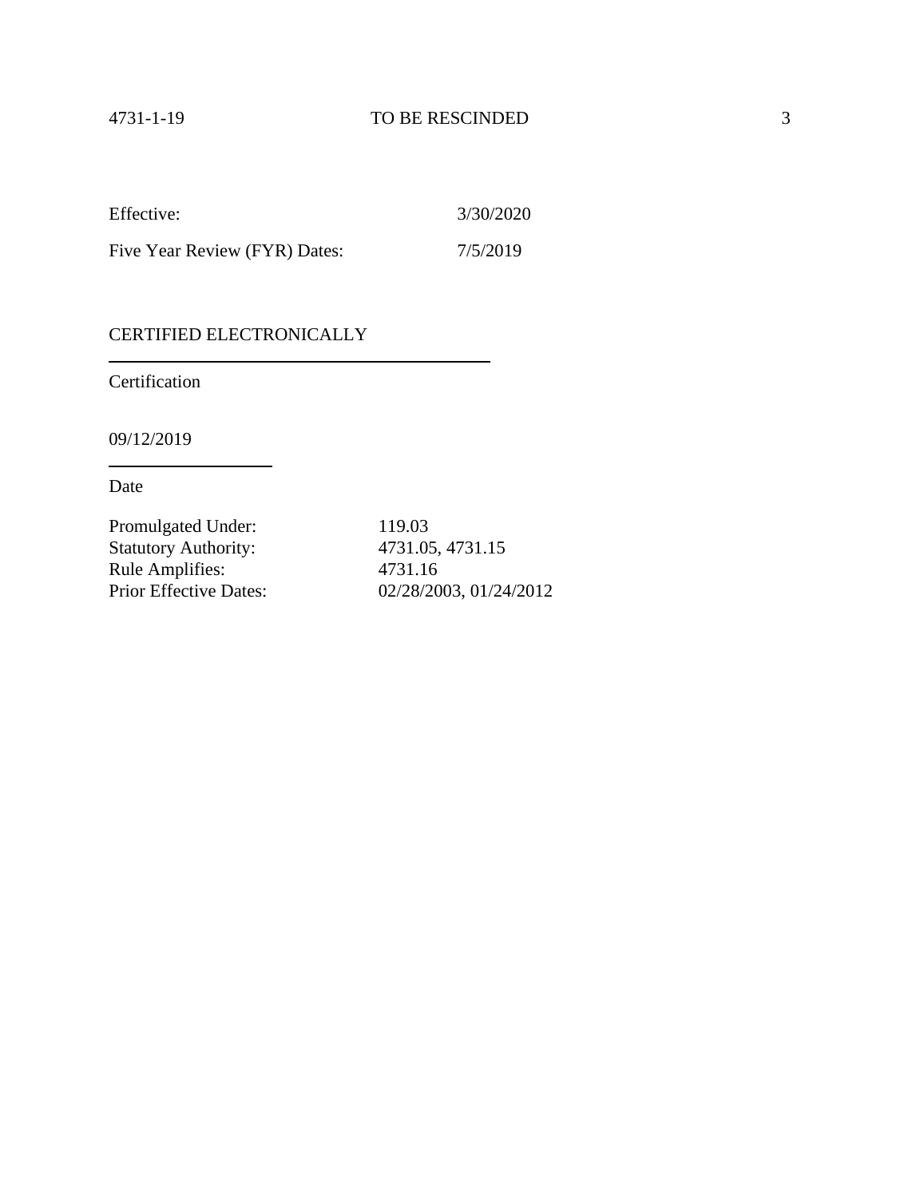Effective: 3/30/2020

Five Year Review (FYR) Dates: 7/5/2019

CERTIFIED ELECTRONICALLY

Certification

09/12/2019

Date

Promulgated Under: 119.03
Statutory Authority: 4731.05, 4731.15
Rule Amplifies: 4731.16
Prior Effective Dates: 02/28/2003, 01/24/2012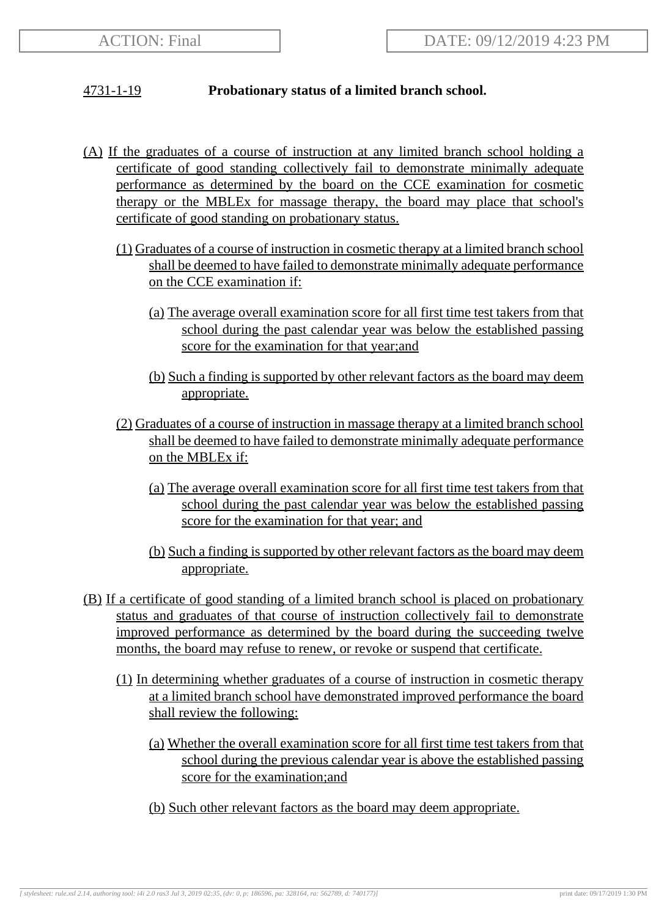### 4731-1-19 **Probationary status of a limited branch school.**

(A) If the graduates of a course of instruction at any limited branch school holding a certificate of good standing collectively fail to demonstrate minimally adequate performance as determined by the board on the CCE examination for cosmetic therapy or the MBLEx for massage therapy, the board may place that school's certificate of good standing on probationary status.

(1) Graduates of a course of instruction in cosmetic therapy at a limited branch school shall be deemed to have failed to demonstrate minimally adequate performance on the CCE examination if:

(a) The average overall examination score for all first time test takers from that school during the past calendar year was below the established passing score for the examination for that year;and

(b) Such a finding is supported by other relevant factors as the board may deem appropriate.

(2) Graduates of a course of instruction in massage therapy at a limited branch school shall be deemed to have failed to demonstrate minimally adequate performance on the MBLEx if:

(a) The average overall examination score for all first time test takers from that school during the past calendar year was below the established passing score for the examination for that year; and

(b) Such a finding is supported by other relevant factors as the board may deem appropriate.

(B) If a certificate of good standing of a limited branch school is placed on probationary status and graduates of that course of instruction collectively fail to demonstrate improved performance as determined by the board during the succeeding twelve months, the board may refuse to renew, or revoke or suspend that certificate.

(1) In determining whether graduates of a course of instruction in cosmetic therapy at a limited branch school have demonstrated improved performance the board shall review the following:

(a) Whether the overall examination score for all first time test takers from that school during the previous calendar year is above the established passing score for the examination;and

(b) Such other relevant factors as the board may deem appropriate.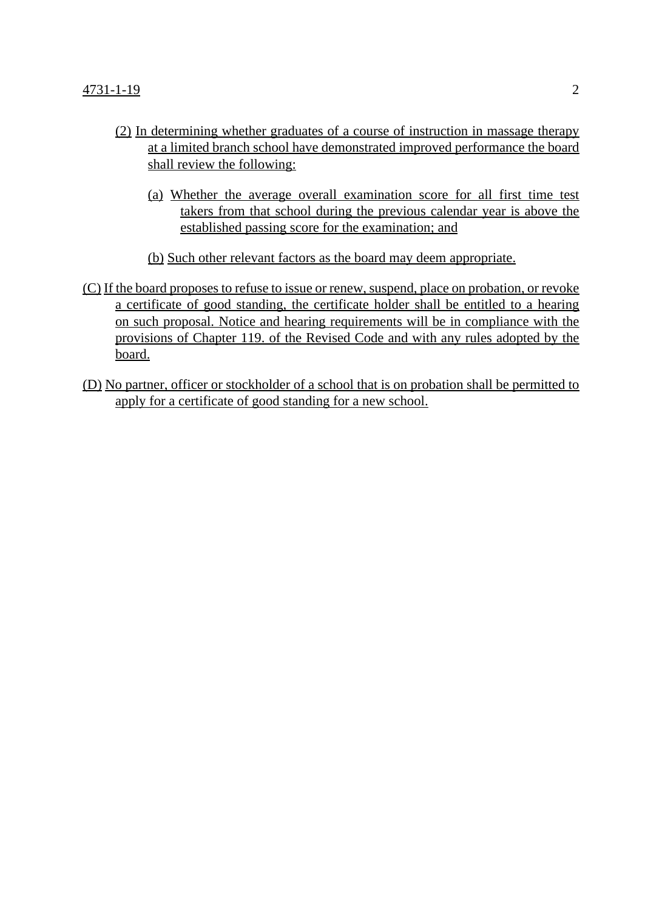(2) In determining whether graduates of a course of instruction in massage therapy at a limited branch school have demonstrated improved performance the board shall review the following:

(a) Whether the average overall examination score for all first time test takers from that school during the previous calendar year is above the established passing score for the examination; and

(b) Such other relevant factors as the board may deem appropriate.

(C) If the board proposes to refuse to issue or renew, suspend, place on probation, or revoke a certificate of good standing, the certificate holder shall be entitled to a hearing on such proposal. Notice and hearing requirements will be in compliance with the provisions of Chapter 119. of the Revised Code and with any rules adopted by the board.

(D) No partner, officer or stockholder of a school that is on probation shall be permitted to apply for a certificate of good standing for a new school.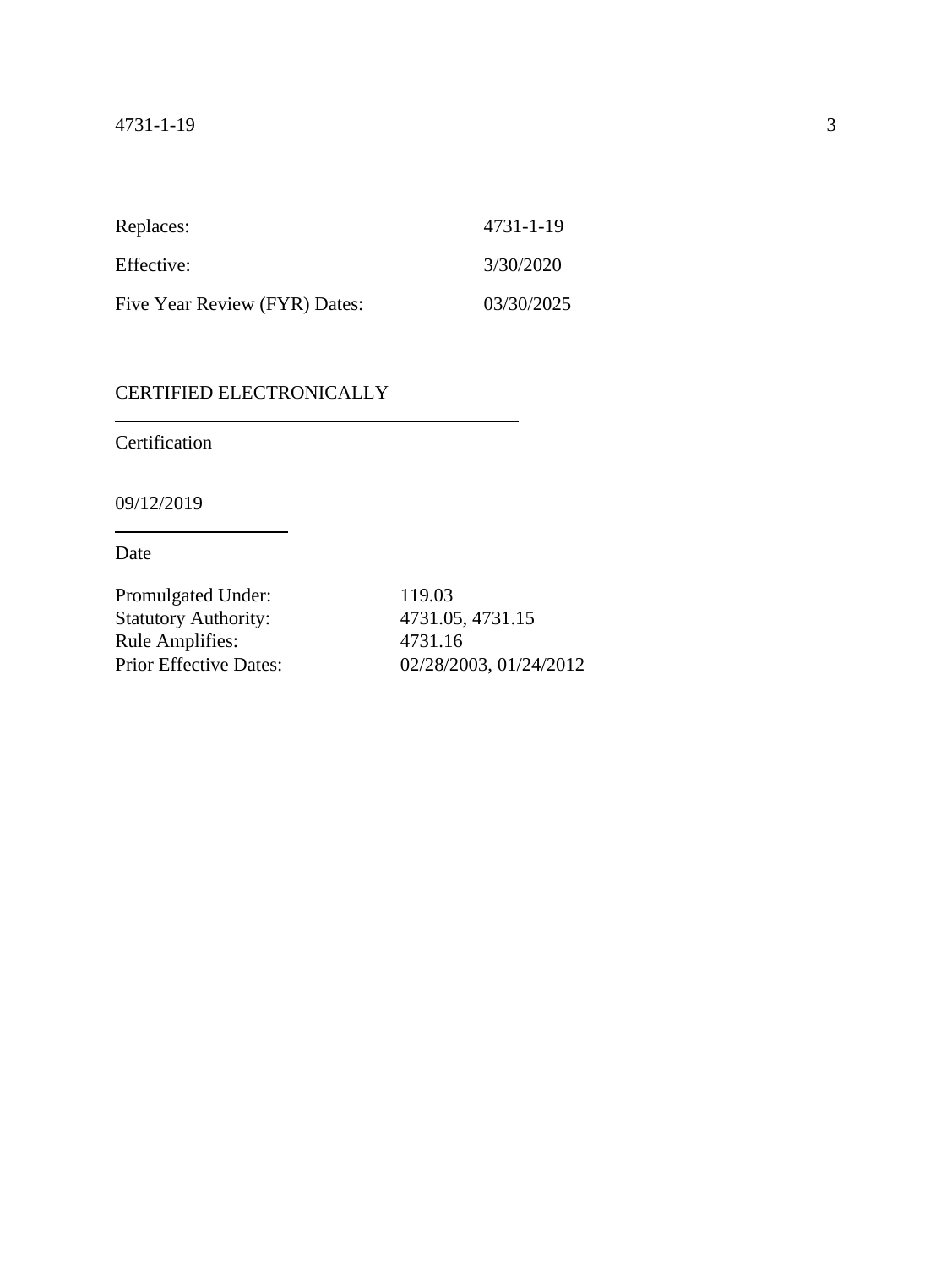| | |
|---|---|
| Replaces: | 4731-1-19 |
| Effective: | 3/30/2020 |
| Five Year Review (FYR) Dates: | 03/30/2025 |

CERTIFIED ELECTRONICALLY

Certification

09/12/2019

Date

| | |
|---|---|
| Promulgated Under: | 119.03 |
| Statutory Authority: | 4731.05, 4731.15 |
| Rule Amplifies: | 4731.16 |
| Prior Effective Dates: | 02/28/2003, 01/24/2012 |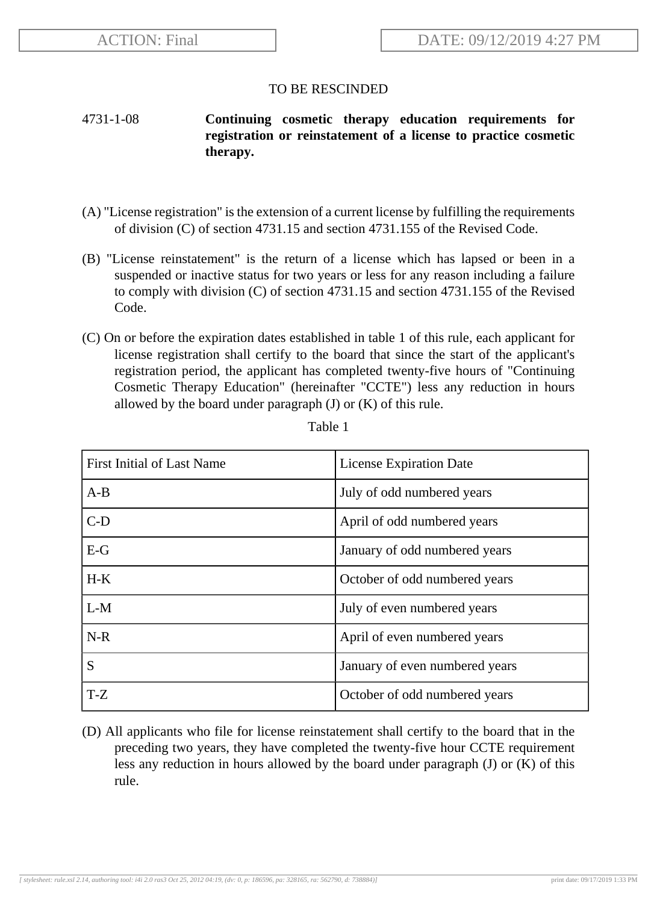TO BE RESCINDED

4731-1-08 **Continuing cosmetic therapy education requirements for registration or reinstatement of a license to practice cosmetic therapy.**

(A) "License registration" is the extension of a current license by fulfilling the requirements of division (C) of section 4731.15 and section 4731.155 of the Revised Code.

(B) "License reinstatement" is the return of a license which has lapsed or been in a suspended or inactive status for two years or less for any reason including a failure to comply with division (C) of section 4731.15 and section 4731.155 of the Revised Code.

(C) On or before the expiration dates established in table 1 of this rule, each applicant for license registration shall certify to the board that since the start of the applicant's registration period, the applicant has completed twenty-five hours of "Continuing Cosmetic Therapy Education" (hereinafter "CCTE") less any reduction in hours allowed by the board under paragraph (J) or (K) of this rule.

Table 1

| First Initial of Last Name | License Expiration Date |
|---|---|
| A-B | July of odd numbered years |
| C-D | April of odd numbered years |
| E-G | January of odd numbered years |
| H-K | October of odd numbered years |
| L-M | July of even numbered years |
| N-R | April of even numbered years |
| S | January of even numbered years |
| T-Z | October of odd numbered years |

(D) All applicants who file for license reinstatement shall certify to the board that in the preceding two years, they have completed the twenty-five hour CCTE requirement less any reduction in hours allowed by the board under paragraph (J) or (K) of this rule.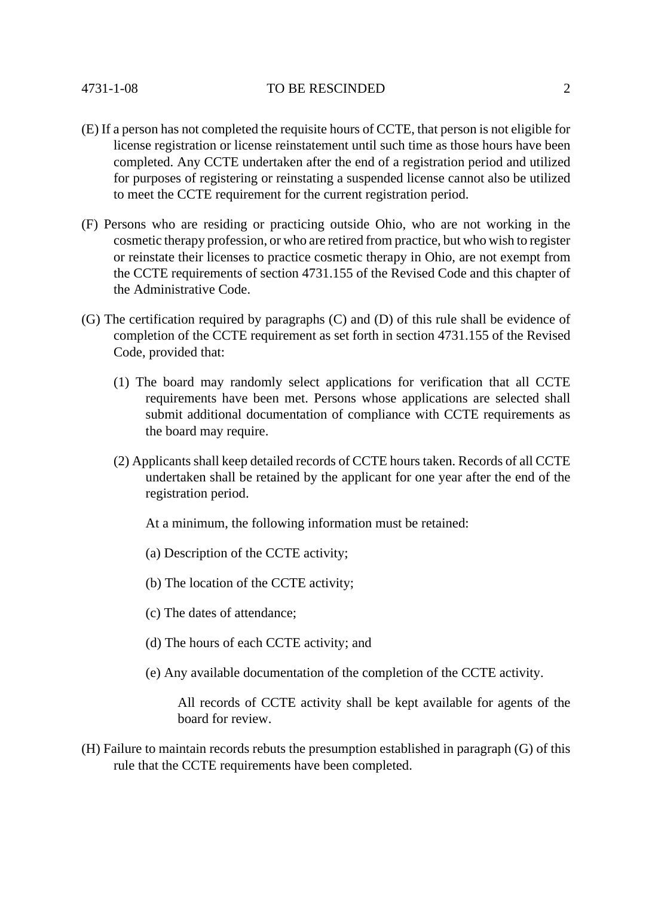(E) If a person has not completed the requisite hours of CCTE, that person is not eligible for license registration or license reinstatement until such time as those hours have been completed. Any CCTE undertaken after the end of a registration period and utilized for purposes of registering or reinstating a suspended license cannot also be utilized to meet the CCTE requirement for the current registration period.

(F) Persons who are residing or practicing outside Ohio, who are not working in the cosmetic therapy profession, or who are retired from practice, but who wish to register or reinstate their licenses to practice cosmetic therapy in Ohio, are not exempt from the CCTE requirements of section 4731.155 of the Revised Code and this chapter of the Administrative Code.

(G) The certification required by paragraphs (C) and (D) of this rule shall be evidence of completion of the CCTE requirement as set forth in section 4731.155 of the Revised Code, provided that:

(1) The board may randomly select applications for verification that all CCTE requirements have been met. Persons whose applications are selected shall submit additional documentation of compliance with CCTE requirements as the board may require.

(2) Applicants shall keep detailed records of CCTE hours taken. Records of all CCTE undertaken shall be retained by the applicant for one year after the end of the registration period.

At a minimum, the following information must be retained:

(a) Description of the CCTE activity;

(b) The location of the CCTE activity;

(c) The dates of attendance;

(d) The hours of each CCTE activity; and

(e) Any available documentation of the completion of the CCTE activity.

All records of CCTE activity shall be kept available for agents of the board for review.

(H) Failure to maintain records rebuts the presumption established in paragraph (G) of this rule that the CCTE requirements have been completed.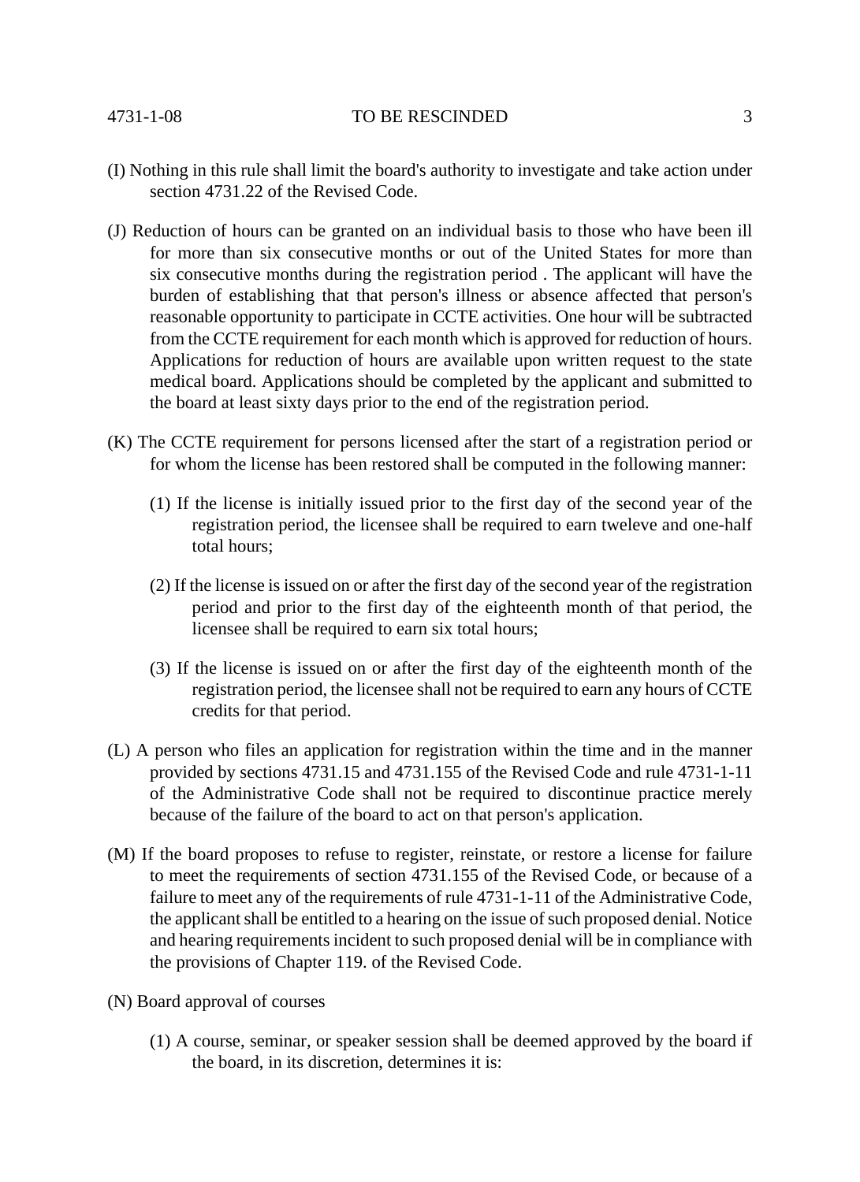(I) Nothing in this rule shall limit the board's authority to investigate and take action under section 4731.22 of the Revised Code.

(J) Reduction of hours can be granted on an individual basis to those who have been ill for more than six consecutive months or out of the United States for more than six consecutive months during the registration period . The applicant will have the burden of establishing that that person's illness or absence affected that person's reasonable opportunity to participate in CCTE activities. One hour will be subtracted from the CCTE requirement for each month which is approved for reduction of hours. Applications for reduction of hours are available upon written request to the state medical board. Applications should be completed by the applicant and submitted to the board at least sixty days prior to the end of the registration period.

(K) The CCTE requirement for persons licensed after the start of a registration period or for whom the license has been restored shall be computed in the following manner:

(1) If the license is initially issued prior to the first day of the second year of the registration period, the licensee shall be required to earn tweleve and one-half total hours;

(2) If the license is issued on or after the first day of the second year of the registration period and prior to the first day of the eighteenth month of that period, the licensee shall be required to earn six total hours;

(3) If the license is issued on or after the first day of the eighteenth month of the registration period, the licensee shall not be required to earn any hours of CCTE credits for that period.

(L) A person who files an application for registration within the time and in the manner provided by sections 4731.15 and 4731.155 of the Revised Code and rule 4731-1-11 of the Administrative Code shall not be required to discontinue practice merely because of the failure of the board to act on that person's application.

(M) If the board proposes to refuse to register, reinstate, or restore a license for failure to meet the requirements of section 4731.155 of the Revised Code, or because of a failure to meet any of the requirements of rule 4731-1-11 of the Administrative Code, the applicant shall be entitled to a hearing on the issue of such proposed denial. Notice and hearing requirements incident to such proposed denial will be in compliance with the provisions of Chapter 119. of the Revised Code.

(N) Board approval of courses

(1) A course, seminar, or speaker session shall be deemed approved by the board if the board, in its discretion, determines it is: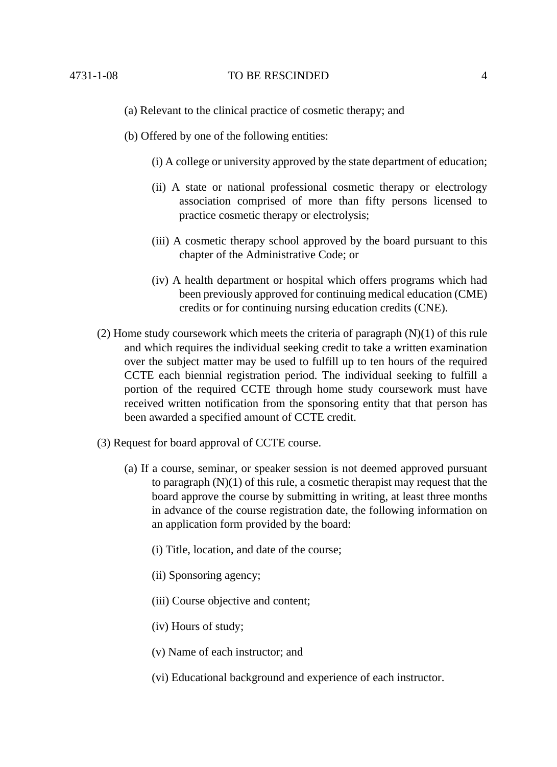(a) Relevant to the clinical practice of cosmetic therapy; and

(b) Offered by one of the following entities:

(i) A college or university approved by the state department of education;

(ii) A state or national professional cosmetic therapy or electrology association comprised of more than fifty persons licensed to practice cosmetic therapy or electrolysis;

(iii) A cosmetic therapy school approved by the board pursuant to this chapter of the Administrative Code; or

(iv) A health department or hospital which offers programs which had been previously approved for continuing medical education (CME) credits or for continuing nursing education credits (CNE).

(2) Home study coursework which meets the criteria of paragraph (N)(1) of this rule and which requires the individual seeking credit to take a written examination over the subject matter may be used to fulfill up to ten hours of the required CCTE each biennial registration period. The individual seeking to fulfill a portion of the required CCTE through home study coursework must have received written notification from the sponsoring entity that that person has been awarded a specified amount of CCTE credit.

(3) Request for board approval of CCTE course.

(a) If a course, seminar, or speaker session is not deemed approved pursuant to paragraph (N)(1) of this rule, a cosmetic therapist may request that the board approve the course by submitting in writing, at least three months in advance of the course registration date, the following information on an application form provided by the board:

(i) Title, location, and date of the course;

(ii) Sponsoring agency;

(iii) Course objective and content;

(iv) Hours of study;

(v) Name of each instructor; and

(vi) Educational background and experience of each instructor.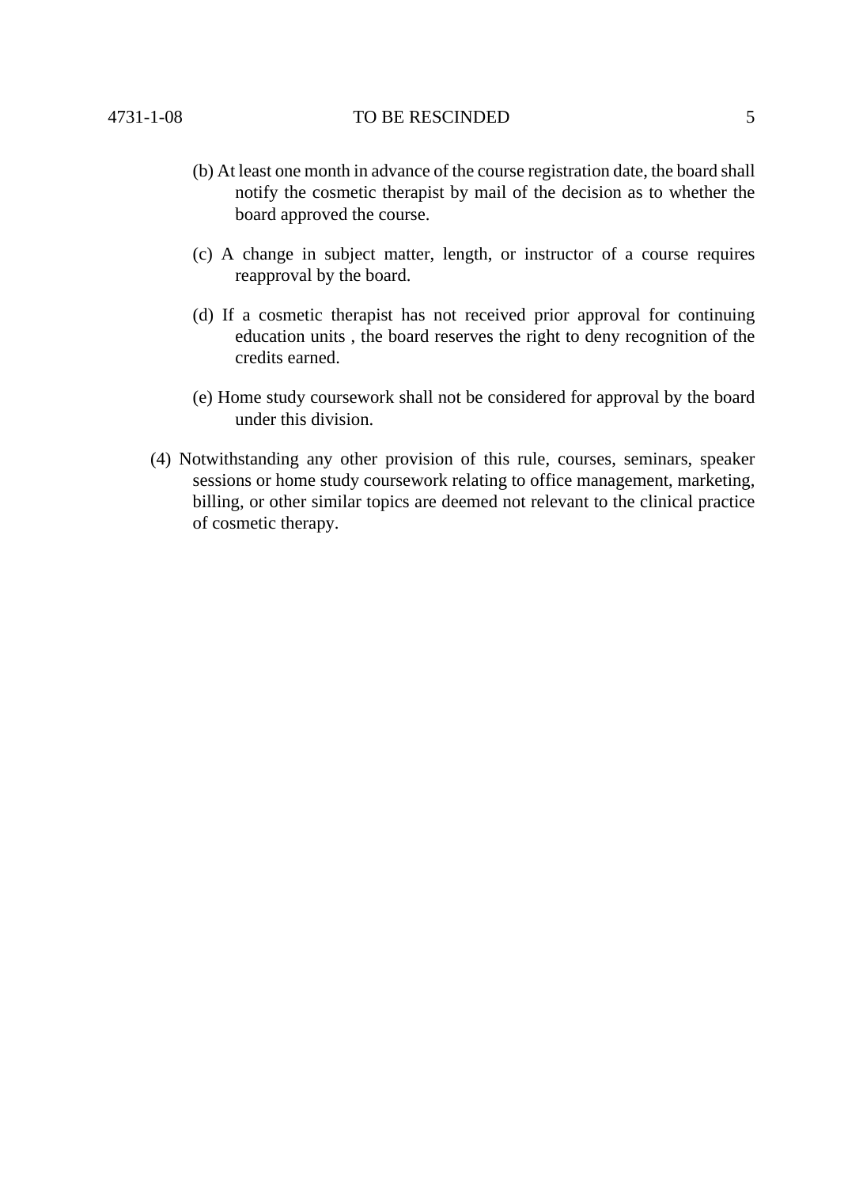(b) At least one month in advance of the course registration date, the board shall notify the cosmetic therapist by mail of the decision as to whether the board approved the course.

(c) A change in subject matter, length, or instructor of a course requires reapproval by the board.

(d) If a cosmetic therapist has not received prior approval for continuing education units , the board reserves the right to deny recognition of the credits earned.

(e) Home study coursework shall not be considered for approval by the board under this division.

(4) Notwithstanding any other provision of this rule, courses, seminars, speaker sessions or home study coursework relating to office management, marketing, billing, or other similar topics are deemed not relevant to the clinical practice of cosmetic therapy.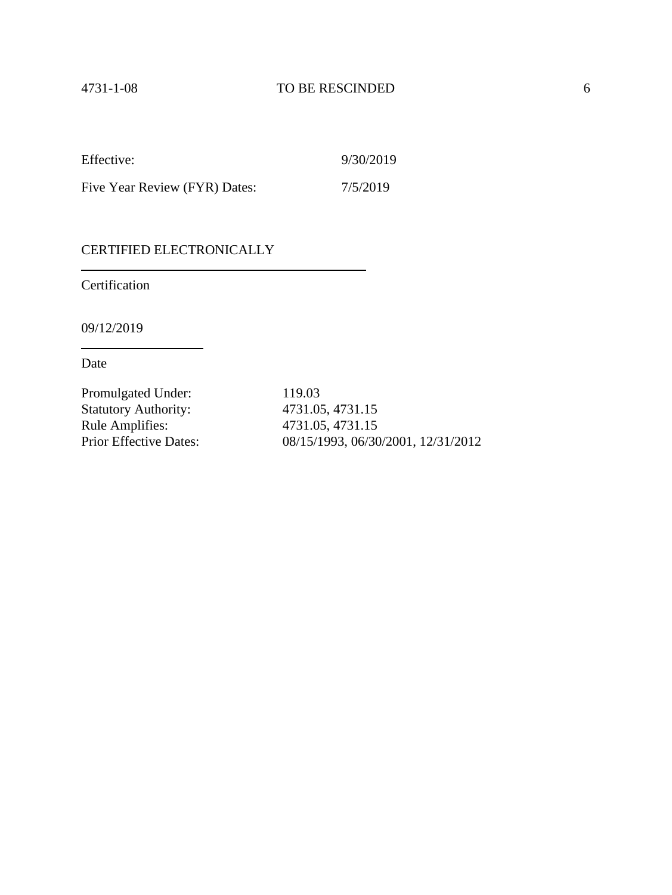Effective: 9/30/2019

Five Year Review (FYR) Dates: 7/5/2019

CERTIFIED ELECTRONICALLY

Certification

09/12/2019

Date

| | |
|---|---|
| Promulgated Under: | 119.03 |
| Statutory Authority: | 4731.05, 4731.15 |
| Rule Amplifies: | 4731.05, 4731.15 |
| Prior Effective Dates: | 08/15/1993, 06/30/2001, 12/31/2012 |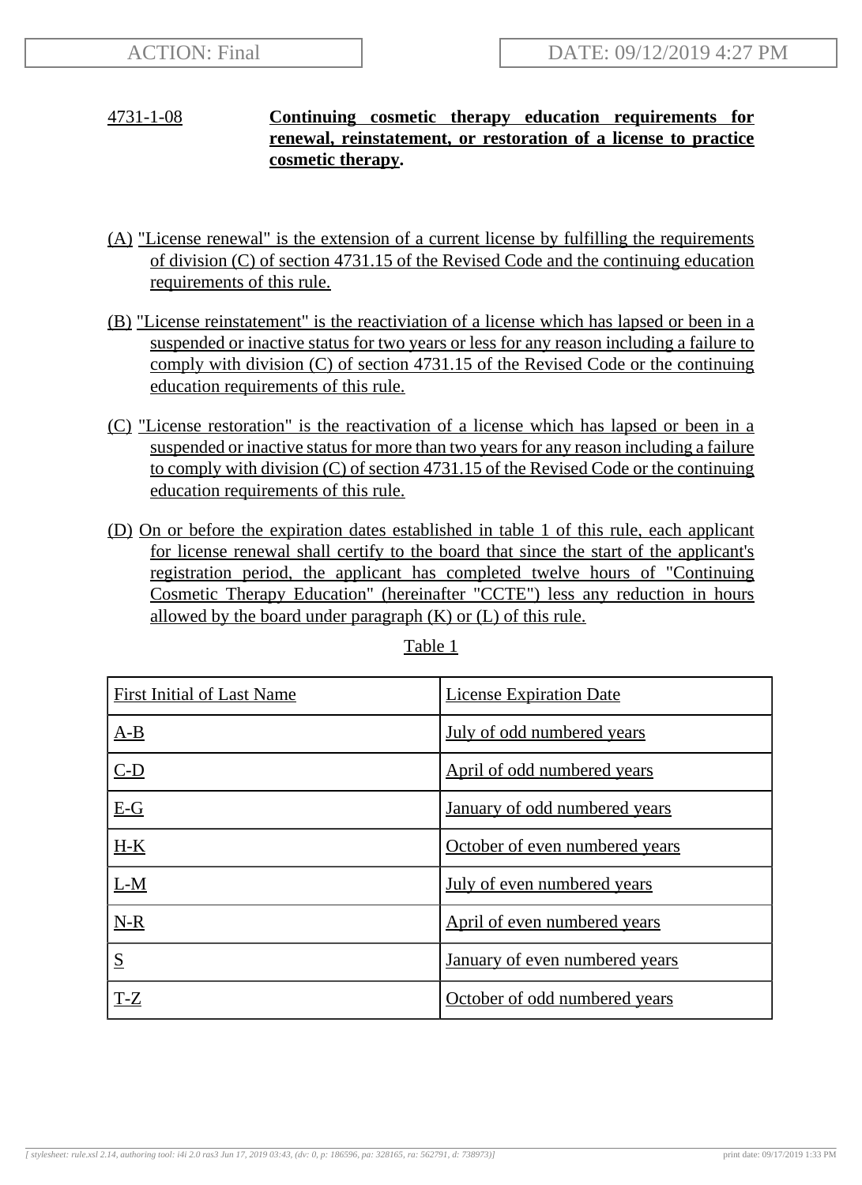ACTION: Final | DATE: 09/12/2019 4:27 PM

**4731-1-08 Continuing cosmetic therapy education requirements for renewal, reinstatement, or restoration of a license to practice cosmetic therapy.**

(A) "License renewal" is the extension of a current license by fulfilling the requirements of division (C) of section 4731.15 of the Revised Code and the continuing education requirements of this rule.

(B) "License reinstatement" is the reactiviation of a license which has lapsed or been in a suspended or inactive status for two years or less for any reason including a failure to comply with division (C) of section 4731.15 of the Revised Code or the continuing education requirements of this rule.

(C) "License restoration" is the reactivation of a license which has lapsed or been in a suspended or inactive status for more than two years for any reason including a failure to comply with division (C) of section 4731.15 of the Revised Code or the continuing education requirements of this rule.

(D) On or before the expiration dates established in table 1 of this rule, each applicant for license renewal shall certify to the board that since the start of the applicant's registration period, the applicant has completed twelve hours of "Continuing Cosmetic Therapy Education" (hereinafter "CCTE") less any reduction in hours allowed by the board under paragraph (K) or (L) of this rule.

Table 1

| First Initial of Last Name | License Expiration Date |
|---|---|
| A-B | July of odd numbered years |
| C-D | April of odd numbered years |
| E-G | January of odd numbered years |
| H-K | October of even numbered years |
| L-M | July of even numbered years |
| N-R | April of even numbered years |
| S | January of even numbered years |
| T-Z | October of odd numbered years |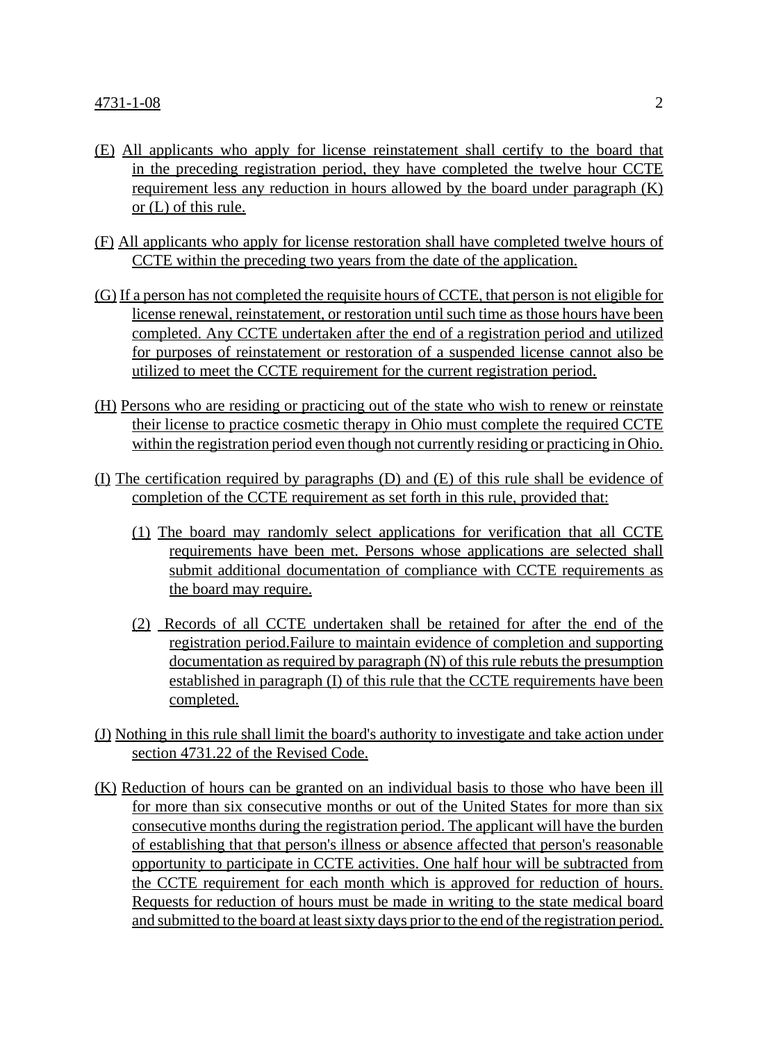(E) All applicants who apply for license reinstatement shall certify to the board that in the preceding registration period, they have completed the twelve hour CCTE requirement less any reduction in hours allowed by the board under paragraph (K) or (L) of this rule.

(F) All applicants who apply for license restoration shall have completed twelve hours of CCTE within the preceding two years from the date of the application.

(G) If a person has not completed the requisite hours of CCTE, that person is not eligible for license renewal, reinstatement, or restoration until such time as those hours have been completed. Any CCTE undertaken after the end of a registration period and utilized for purposes of reinstatement or restoration of a suspended license cannot also be utilized to meet the CCTE requirement for the current registration period.

(H) Persons who are residing or practicing out of the state who wish to renew or reinstate their license to practice cosmetic therapy in Ohio must complete the required CCTE within the registration period even though not currently residing or practicing in Ohio.

(I) The certification required by paragraphs (D) and (E) of this rule shall be evidence of completion of the CCTE requirement as set forth in this rule, provided that:

(1) The board may randomly select applications for verification that all CCTE requirements have been met. Persons whose applications are selected shall submit additional documentation of compliance with CCTE requirements as the board may require.

(2) Records of all CCTE undertaken shall be retained for after the end of the registration period.Failure to maintain evidence of completion and supporting documentation as required by paragraph (N) of this rule rebuts the presumption established in paragraph (I) of this rule that the CCTE requirements have been completed.

(J) Nothing in this rule shall limit the board's authority to investigate and take action under section 4731.22 of the Revised Code.

(K) Reduction of hours can be granted on an individual basis to those who have been ill for more than six consecutive months or out of the United States for more than six consecutive months during the registration period. The applicant will have the burden of establishing that that person's illness or absence affected that person's reasonable opportunity to participate in CCTE activities. One half hour will be subtracted from the CCTE requirement for each month which is approved for reduction of hours. Requests for reduction of hours must be made in writing to the state medical board and submitted to the board at least sixty days prior to the end of the registration period.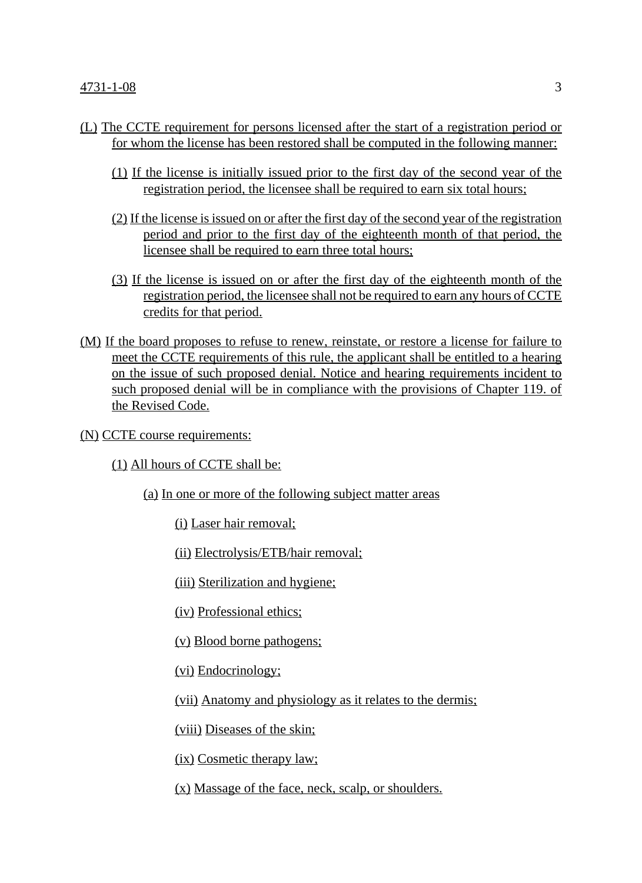(L) The CCTE requirement for persons licensed after the start of a registration period or for whom the license has been restored shall be computed in the following manner:

(1) If the license is initially issued prior to the first day of the second year of the registration period, the licensee shall be required to earn six total hours;

(2) If the license is issued on or after the first day of the second year of the registration period and prior to the first day of the eighteenth month of that period, the licensee shall be required to earn three total hours;

(3) If the license is issued on or after the first day of the eighteenth month of the registration period, the licensee shall not be required to earn any hours of CCTE credits for that period.

(M) If the board proposes to refuse to renew, reinstate, or restore a license for failure to meet the CCTE requirements of this rule, the applicant shall be entitled to a hearing on the issue of such proposed denial. Notice and hearing requirements incident to such proposed denial will be in compliance with the provisions of Chapter 119. of the Revised Code.

(N) CCTE course requirements:

(1) All hours of CCTE shall be:

(a) In one or more of the following subject matter areas

(i) Laser hair removal;

(ii) Electrolysis/ETB/hair removal;

(iii) Sterilization and hygiene;

(iv) Professional ethics;

(v) Blood borne pathogens;

(vi) Endocrinology;

(vii) Anatomy and physiology as it relates to the dermis;

(viii) Diseases of the skin;

(ix) Cosmetic therapy law;

(x) Massage of the face, neck, scalp, or shoulders.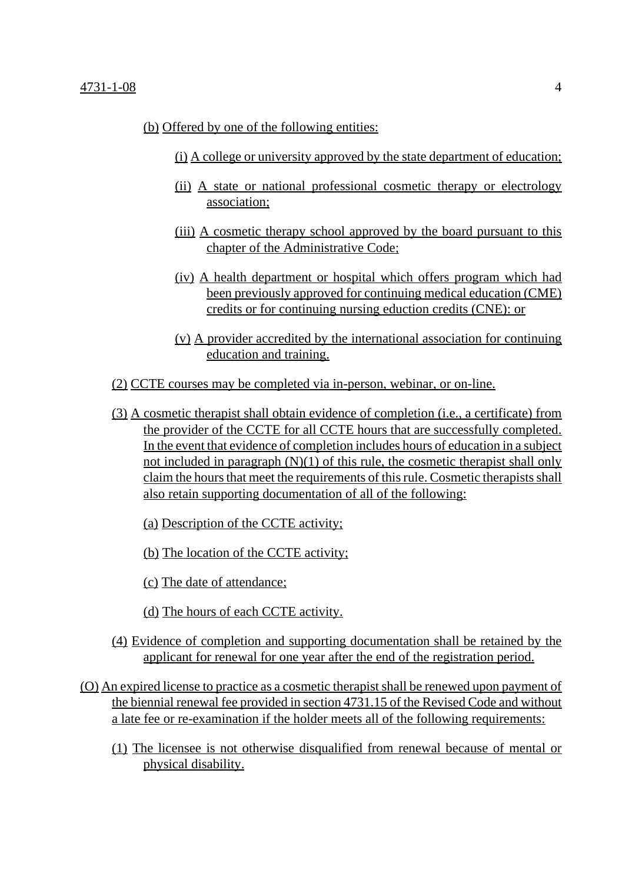(b) Offered by one of the following entities:

(i) A college or university approved by the state department of education;

(ii) A state or national professional cosmetic therapy or electrology association;

(iii) A cosmetic therapy school approved by the board pursuant to this chapter of the Administrative Code;

(iv) A health department or hospital which offers program which had been previously approved for continuing medical education (CME) credits or for continuing nursing eduction credits (CNE): or

(v) A provider accredited by the international association for continuing education and training.

(2) CCTE courses may be completed via in-person, webinar, or on-line.

(3) A cosmetic therapist shall obtain evidence of completion (i.e., a certificate) from the provider of the CCTE for all CCTE hours that are successfully completed. In the event that evidence of completion includes hours of education in a subject not included in paragraph (N)(1) of this rule, the cosmetic therapist shall only claim the hours that meet the requirements of this rule. Cosmetic therapists shall also retain supporting documentation of all of the following:

(a) Description of the CCTE activity;

(b) The location of the CCTE activity;

(c) The date of attendance;

(d) The hours of each CCTE activity.

(4) Evidence of completion and supporting documentation shall be retained by the applicant for renewal for one year after the end of the registration period.

(O) An expired license to practice as a cosmetic therapist shall be renewed upon payment of the biennial renewal fee provided in section 4731.15 of the Revised Code and without a late fee or re-examination if the holder meets all of the following requirements:

(1) The licensee is not otherwise disqualified from renewal because of mental or physical disability.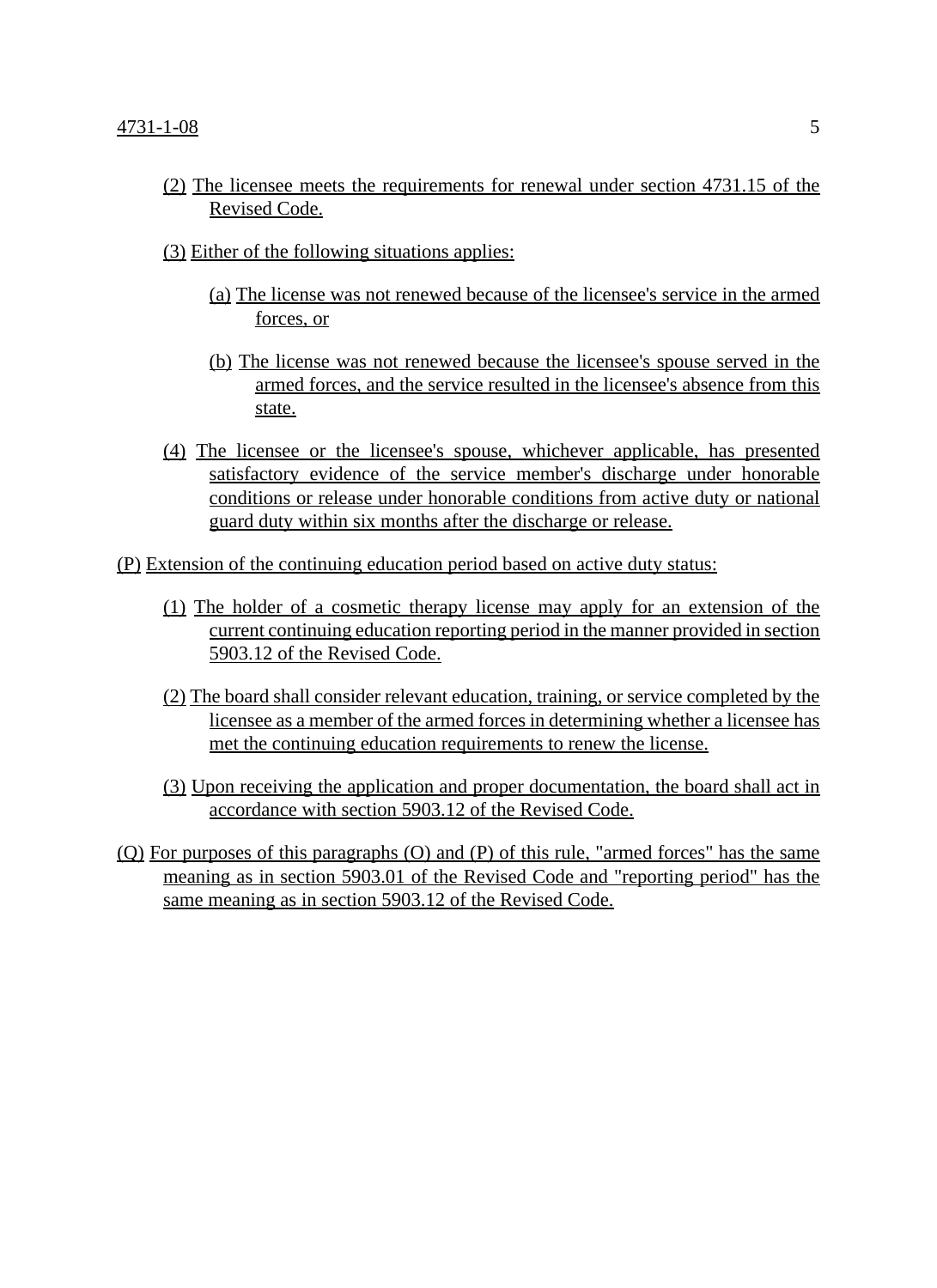(2) The licensee meets the requirements for renewal under section 4731.15 of the Revised Code.

(3) Either of the following situations applies:

(a) The license was not renewed because of the licensee's service in the armed forces, or

(b) The license was not renewed because the licensee's spouse served in the armed forces, and the service resulted in the licensee's absence from this state.

(4) The licensee or the licensee's spouse, whichever applicable, has presented satisfactory evidence of the service member's discharge under honorable conditions or release under honorable conditions from active duty or national guard duty within six months after the discharge or release.

(P) Extension of the continuing education period based on active duty status:

(1) The holder of a cosmetic therapy license may apply for an extension of the current continuing education reporting period in the manner provided in section 5903.12 of the Revised Code.

(2) The board shall consider relevant education, training, or service completed by the licensee as a member of the armed forces in determining whether a licensee has met the continuing education requirements to renew the license.

(3) Upon receiving the application and proper documentation, the board shall act in accordance with section 5903.12 of the Revised Code.

(Q) For purposes of this paragraphs (O) and (P) of this rule, "armed forces" has the same meaning as in section 5903.01 of the Revised Code and "reporting period" has the same meaning as in section 5903.12 of the Revised Code.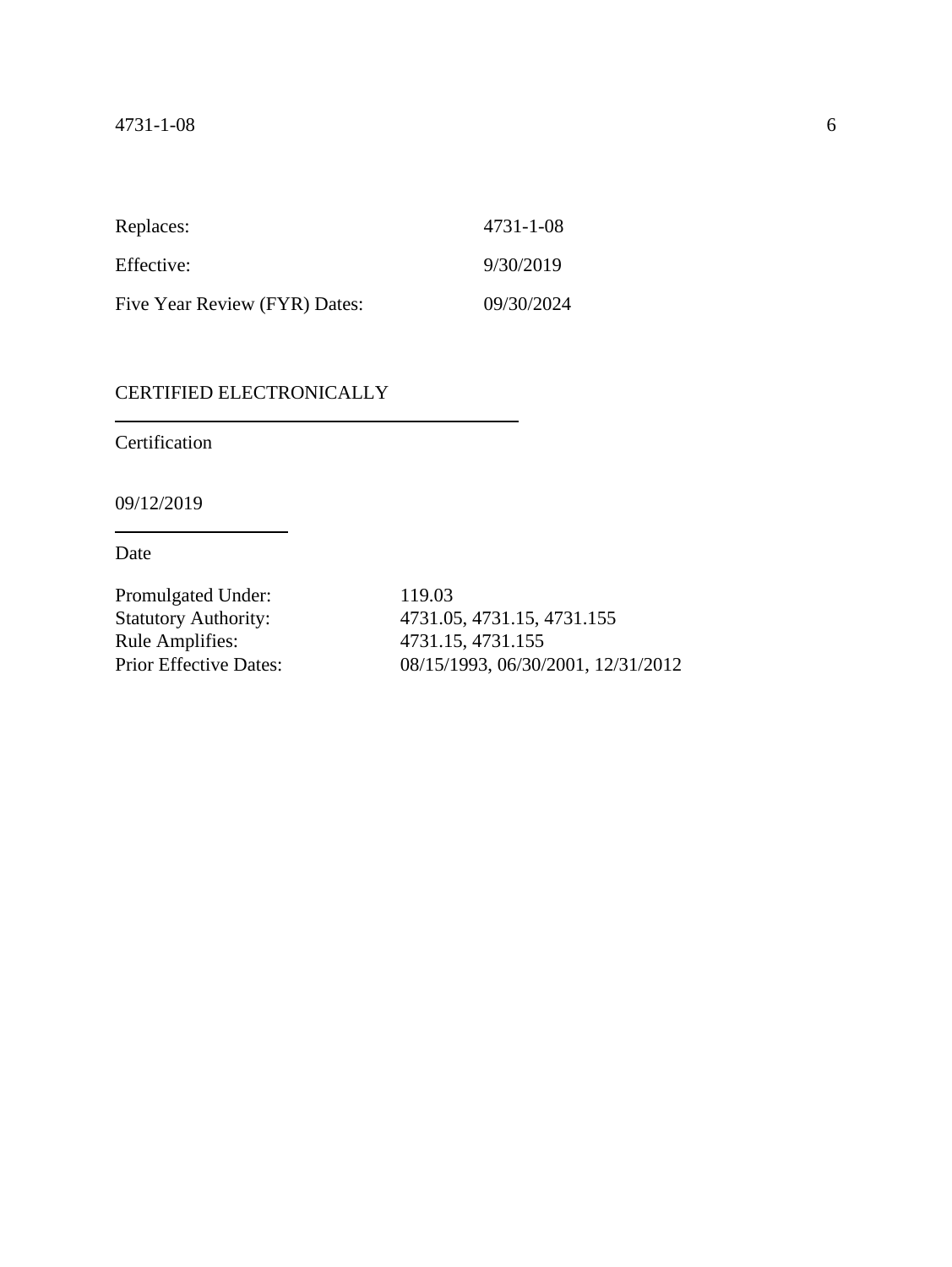| | |
|---|---|
| Replaces: | 4731-1-08 |
| Effective: | 9/30/2019 |
| Five Year Review (FYR) Dates: | 09/30/2024 |

CERTIFIED ELECTRONICALLY

Certification

09/12/2019

Date

| | |
|---|---|
| Promulgated Under: | 119.03 |
| Statutory Authority: | 4731.05, 4731.15, 4731.155 |
| Rule Amplifies: | 4731.15, 4731.155 |
| Prior Effective Dates: | 08/15/1993, 06/30/2001, 12/31/2012 |